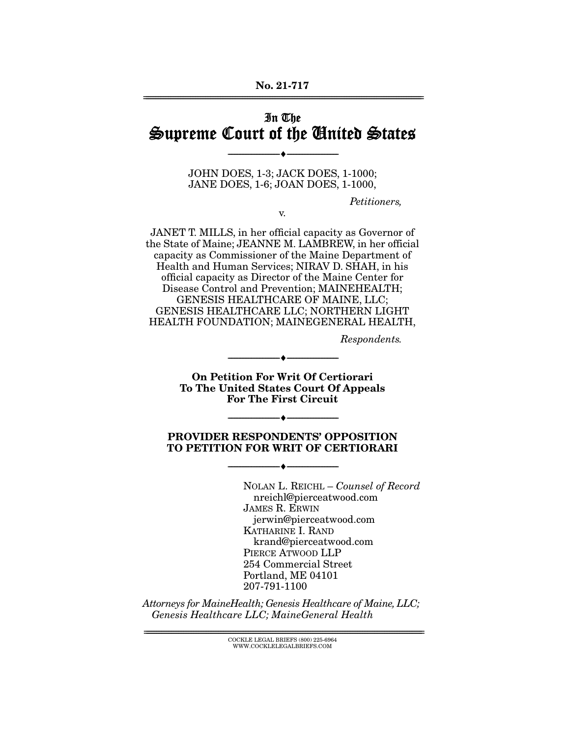**No. 21-717**

---

# In The
# Supreme Court of the United States

---

JOHN DOES, 1-3; JACK DOES, 1-1000;
JANE DOES, 1-6; JOAN DOES, 1-1000,

*Petitioners,*

v.

JANET T. MILLS, in her official capacity as Governor of the State of Maine; JEANNE M. LAMBREW, in her official capacity as Commissioner of the Maine Department of Health and Human Services; NIRAV D. SHAH, in his official capacity as Director of the Maine Center for Disease Control and Prevention; MAINEHEALTH; GENESIS HEALTHCARE OF MAINE, LLC; GENESIS HEALTHCARE LLC; NORTHERN LIGHT HEALTH FOUNDATION; MAINEGENERAL HEALTH,

*Respondents.*

---

**On Petition For Writ Of Certiorari
To The United States Court Of Appeals
For The First Circuit**

---

**PROVIDER RESPONDENTS' OPPOSITION
TO PETITION FOR WRIT OF CERTIORARI**

---

NOLAN L. REICHL – *Counsel of Record*
nreichl@pierceatwood.com
JAMES R. ERWIN
jerwin@pierceatwood.com
KATHARINE I. RAND
krand@pierceatwood.com
PIERCE ATWOOD LLP
254 Commercial Street
Portland, ME 04101
207-791-1100

*Attorneys for MaineHealth; Genesis Healthcare of Maine, LLC; Genesis Healthcare LLC; MaineGeneral Health*

---

COCKLE LEGAL BRIEFS (800) 225-6964
WWW.COCKLELEGALBRIEFS.COM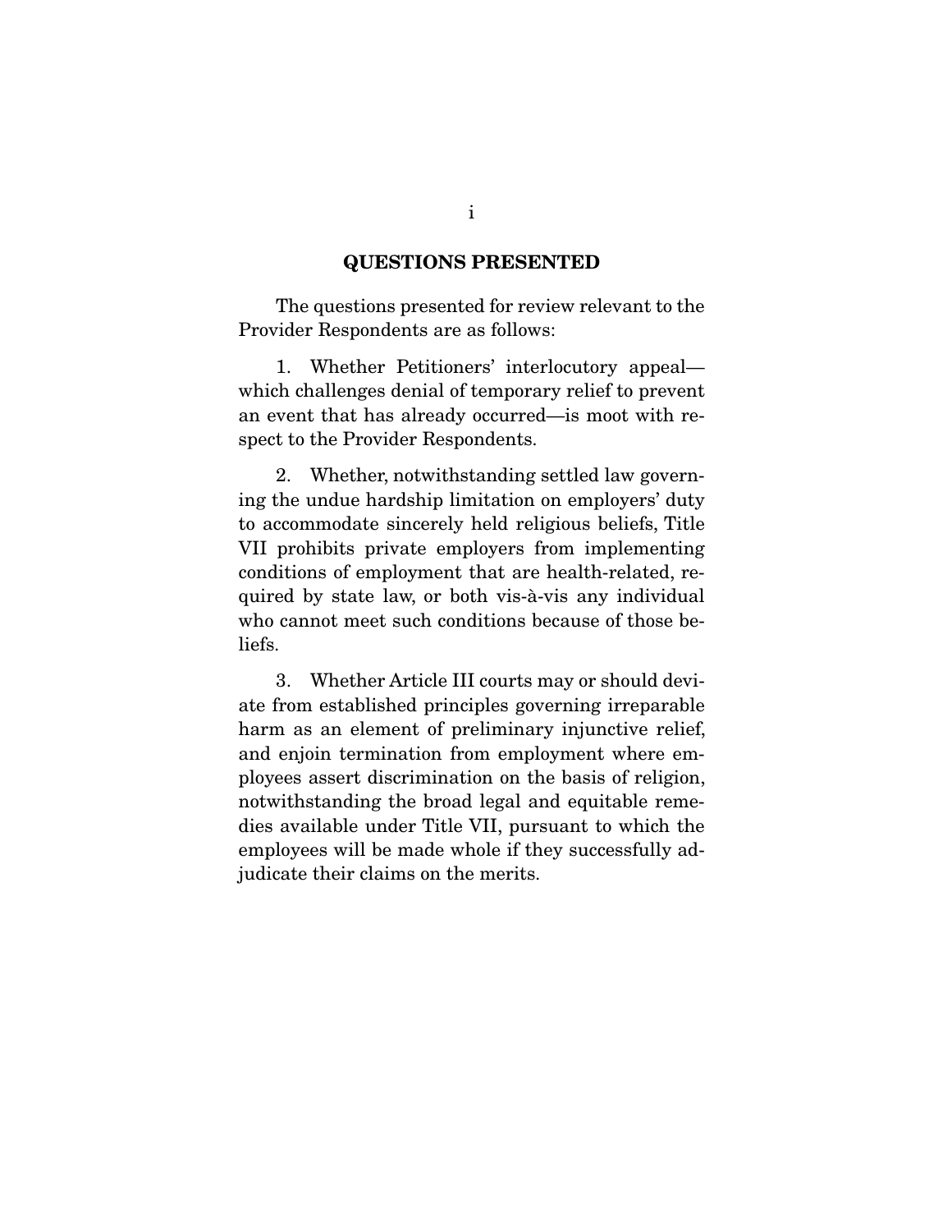## QUESTIONS PRESENTED

The questions presented for review relevant to the Provider Respondents are as follows:

1. Whether Petitioners' interlocutory appeal—which challenges denial of temporary relief to prevent an event that has already occurred—is moot with respect to the Provider Respondents.

2. Whether, notwithstanding settled law governing the undue hardship limitation on employers' duty to accommodate sincerely held religious beliefs, Title VII prohibits private employers from implementing conditions of employment that are health-related, required by state law, or both vis-à-vis any individual who cannot meet such conditions because of those beliefs.

3. Whether Article III courts may or should deviate from established principles governing irreparable harm as an element of preliminary injunctive relief, and enjoin termination from employment where employees assert discrimination on the basis of religion, notwithstanding the broad legal and equitable remedies available under Title VII, pursuant to which the employees will be made whole if they successfully adjudicate their claims on the merits.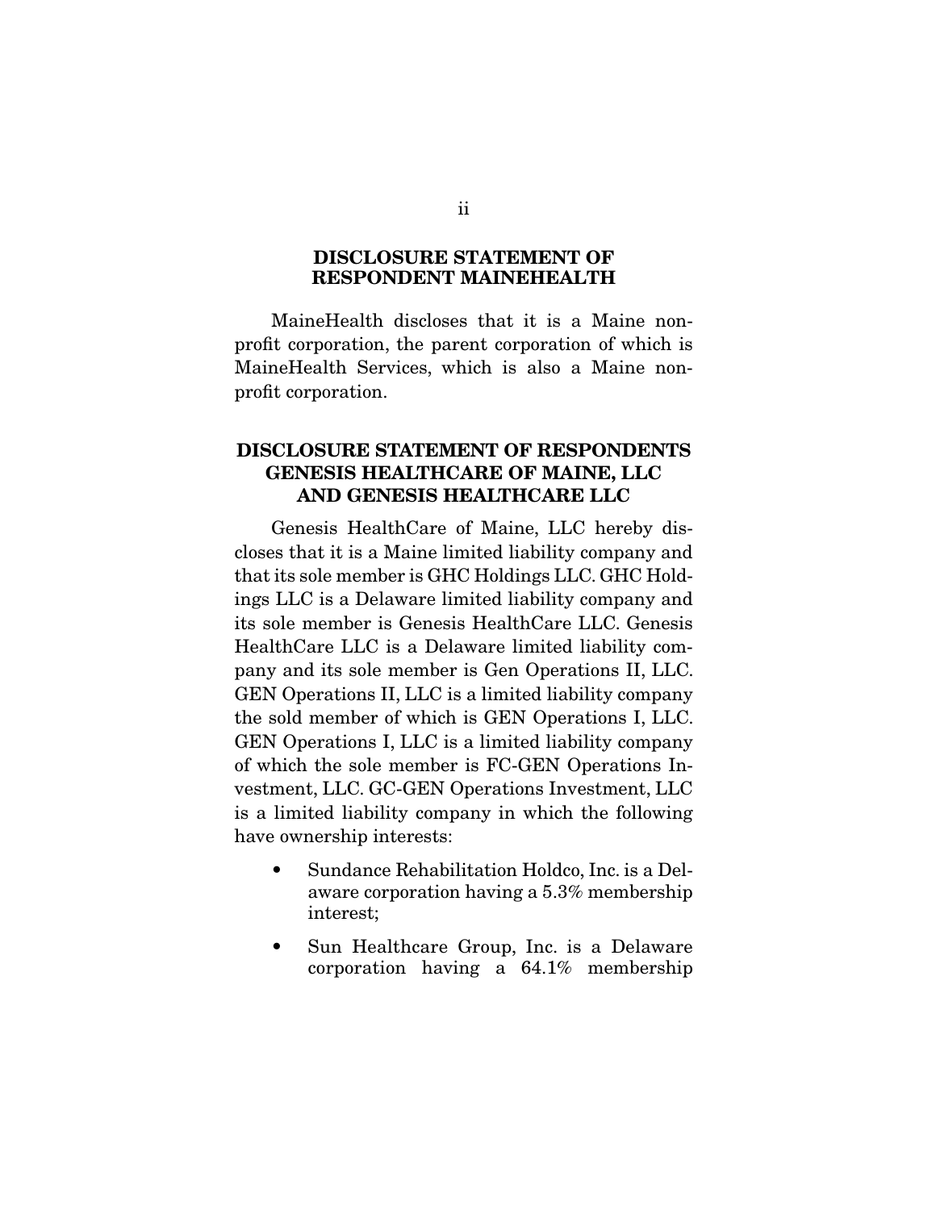## DISCLOSURE STATEMENT OF RESPONDENT MAINEHEALTH

MaineHealth discloses that it is a Maine non-profit corporation, the parent corporation of which is MaineHealth Services, which is also a Maine non-profit corporation.

## DISCLOSURE STATEMENT OF RESPONDENTS GENESIS HEALTHCARE OF MAINE, LLC AND GENESIS HEALTHCARE LLC

Genesis HealthCare of Maine, LLC hereby discloses that it is a Maine limited liability company and that its sole member is GHC Holdings LLC. GHC Holdings LLC is a Delaware limited liability company and its sole member is Genesis HealthCare LLC. Genesis HealthCare LLC is a Delaware limited liability company and its sole member is Gen Operations II, LLC. GEN Operations II, LLC is a limited liability company the sold member of which is GEN Operations I, LLC. GEN Operations I, LLC is a limited liability company of which the sole member is FC-GEN Operations Investment, LLC. GC-GEN Operations Investment, LLC is a limited liability company in which the following have ownership interests:

- Sundance Rehabilitation Holdco, Inc. is a Delaware corporation having a 5.3% membership interest;
- Sun Healthcare Group, Inc. is a Delaware corporation having a 64.1% membership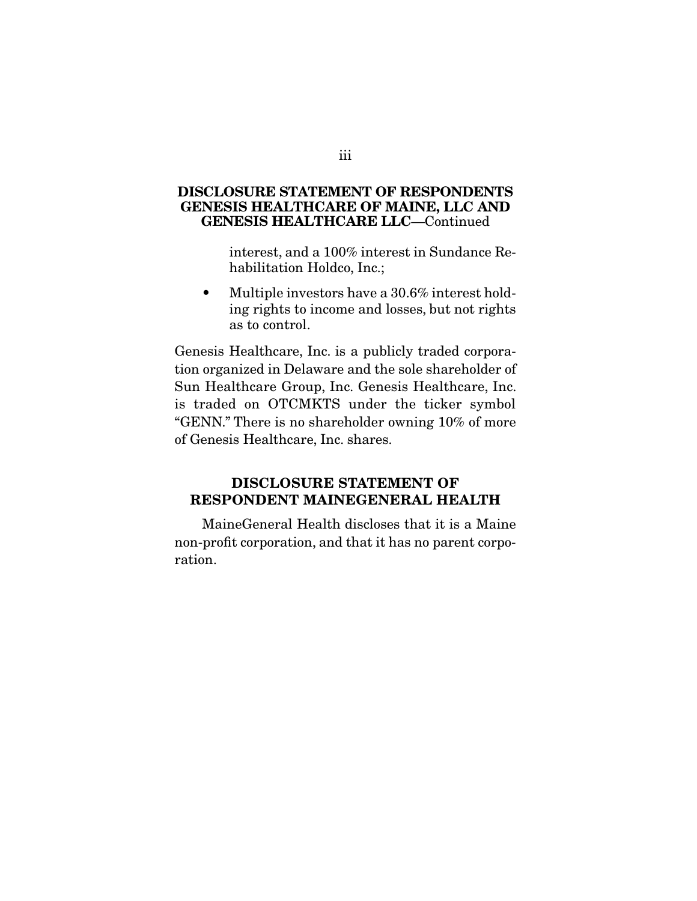## DISCLOSURE STATEMENT OF RESPONDENTS GENESIS HEALTHCARE OF MAINE, LLC AND GENESIS HEALTHCARE LLC—Continued

interest, and a 100% interest in Sundance Rehabilitation Holdco, Inc.;

- Multiple investors have a 30.6% interest holding rights to income and losses, but not rights as to control.

Genesis Healthcare, Inc. is a publicly traded corporation organized in Delaware and the sole shareholder of Sun Healthcare Group, Inc. Genesis Healthcare, Inc. is traded on OTCMKTS under the ticker symbol "GENN." There is no shareholder owning 10% of more of Genesis Healthcare, Inc. shares.

## DISCLOSURE STATEMENT OF RESPONDENT MAINEGENERAL HEALTH

MaineGeneral Health discloses that it is a Maine non-profit corporation, and that it has no parent corporation.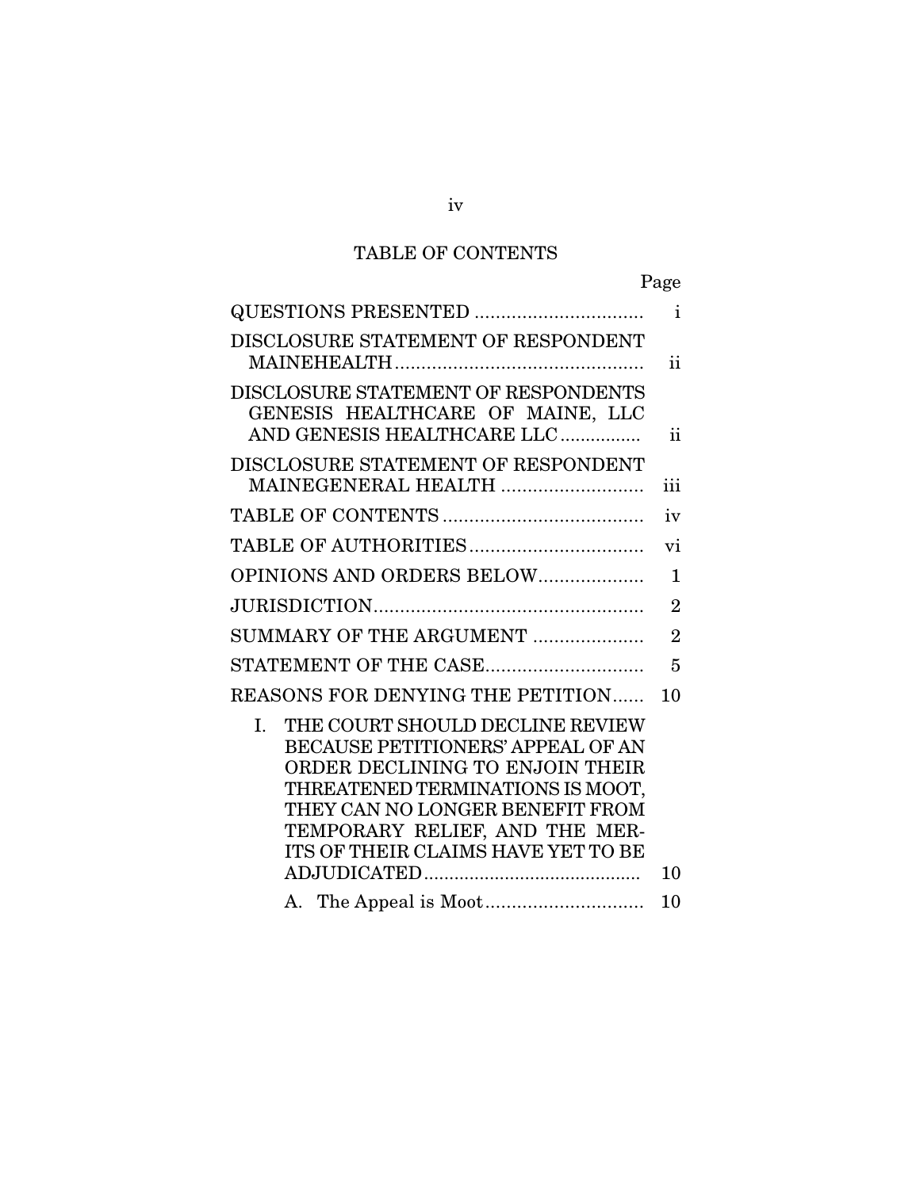# TABLE OF CONTENTS

| | Page |
|---|---|
| QUESTIONS PRESENTED | i |
| DISCLOSURE STATEMENT OF RESPONDENT MAINEHEALTH | ii |
| DISCLOSURE STATEMENT OF RESPONDENTS GENESIS HEALTHCARE OF MAINE, LLC AND GENESIS HEALTHCARE LLC | ii |
| DISCLOSURE STATEMENT OF RESPONDENT MAINEGENERAL HEALTH | iii |
| TABLE OF CONTENTS | iv |
| TABLE OF AUTHORITIES | vi |
| OPINIONS AND ORDERS BELOW | 1 |
| JURISDICTION | 2 |
| SUMMARY OF THE ARGUMENT | 2 |
| STATEMENT OF THE CASE | 5 |
| REASONS FOR DENYING THE PETITION | 10 |
| I. THE COURT SHOULD DECLINE REVIEW BECAUSE PETITIONERS' APPEAL OF AN ORDER DECLINING TO ENJOIN THEIR THREATENED TERMINATIONS IS MOOT, THEY CAN NO LONGER BENEFIT FROM TEMPORARY RELIEF, AND THE MERITS OF THEIR CLAIMS HAVE YET TO BE ADJUDICATED | 10 |
| A. The Appeal is Moot | 10 |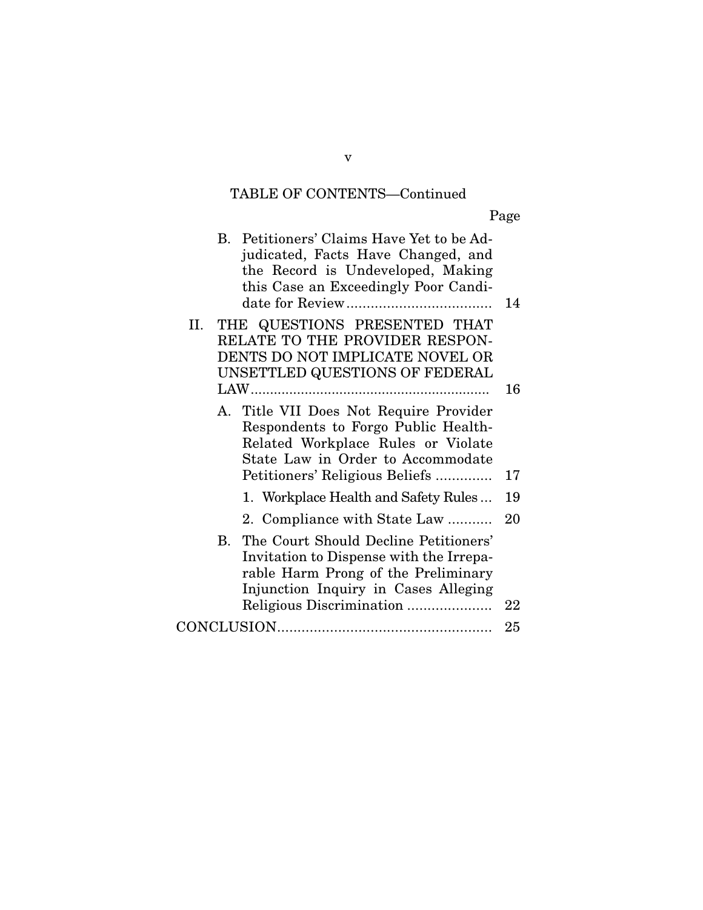TABLE OF CONTENTS—Continued

| | Page |
|---|---|
| B. Petitioners' Claims Have Yet to be Adjudicated, Facts Have Changed, and the Record is Undeveloped, Making this Case an Exceedingly Poor Candidate for Review | 14 |
| II. THE QUESTIONS PRESENTED THAT RELATE TO THE PROVIDER RESPONDENTS DO NOT IMPLICATE NOVEL OR UNSETTLED QUESTIONS OF FEDERAL LAW | 16 |
| A. Title VII Does Not Require Provider Respondents to Forgo Public Health-Related Workplace Rules or Violate State Law in Order to Accommodate Petitioners' Religious Beliefs | 17 |
| 1. Workplace Health and Safety Rules | 19 |
| 2. Compliance with State Law | 20 |
| B. The Court Should Decline Petitioners' Invitation to Dispense with the Irreparable Harm Prong of the Preliminary Injunction Inquiry in Cases Alleging Religious Discrimination | 22 |
| CONCLUSION | 25 |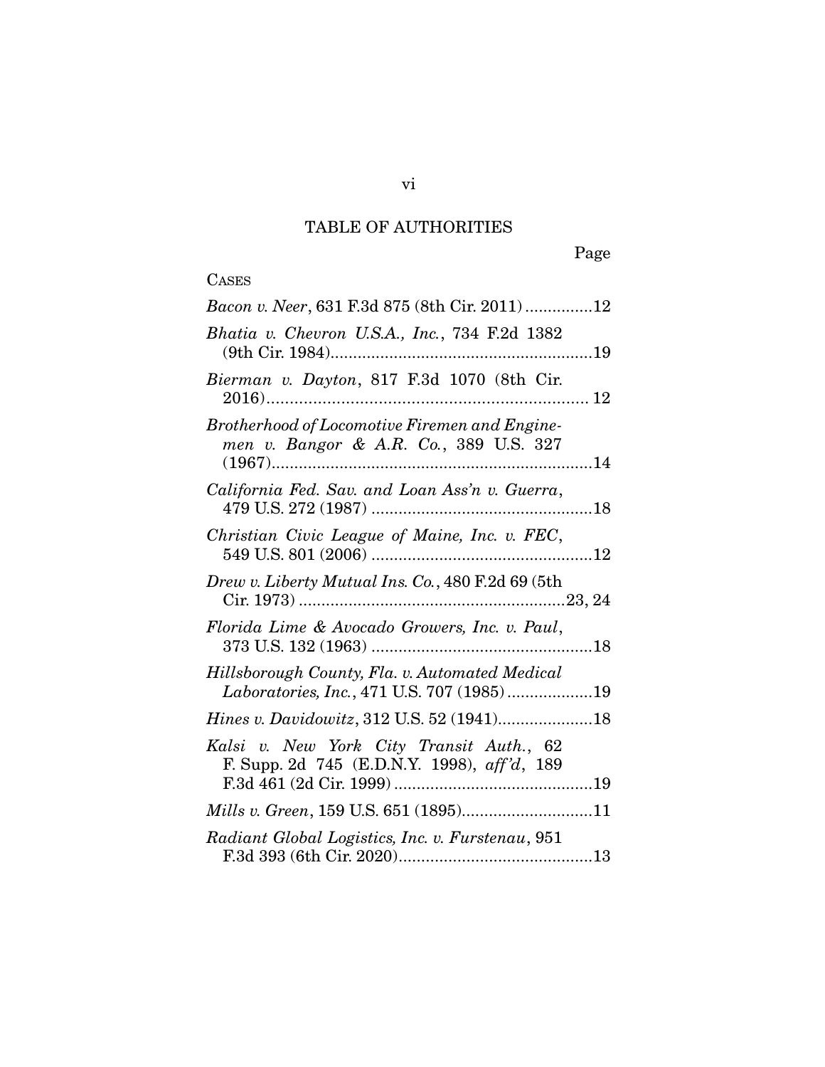# TABLE OF AUTHORITIES

Page

CASES

*Bacon v. Neer*, 631 F.3d 875 (8th Cir. 2011) ...............12

*Bhatia v. Chevron U.S.A., Inc.*, 734 F.2d 1382 (9th Cir. 1984)..........................................................19

*Bierman v. Dayton*, 817 F.3d 1070 (8th Cir. 2016)...................................................................... 12

*Brotherhood of Locomotive Firemen and Enginemen v. Bangor & A.R. Co.*, 389 U.S. 327 (1967).......................................................................14

*California Fed. Sav. and Loan Ass'n v. Guerra*, 479 U.S. 272 (1987) ................................................18

*Christian Civic League of Maine, Inc. v. FEC*, 549 U.S. 801 (2006) ................................................12

*Drew v. Liberty Mutual Ins. Co.*, 480 F.2d 69 (5th Cir. 1973) ...........................................................23, 24

*Florida Lime & Avocado Growers, Inc. v. Paul*, 373 U.S. 132 (1963) ................................................18

*Hillsborough County, Fla. v. Automated Medical Laboratories, Inc.*, 471 U.S. 707 (1985)...................19

*Hines v. Davidowitz*, 312 U.S. 52 (1941)....................18

*Kalsi v. New York City Transit Auth.*, 62 F. Supp. 2d 745 (E.D.N.Y. 1998), *aff'd*, 189 F.3d 461 (2d Cir. 1999) ............................................19

*Mills v. Green*, 159 U.S. 651 (1895)............................11

*Radiant Global Logistics, Inc. v. Furstenau*, 951 F.3d 393 (6th Cir. 2020)...........................................13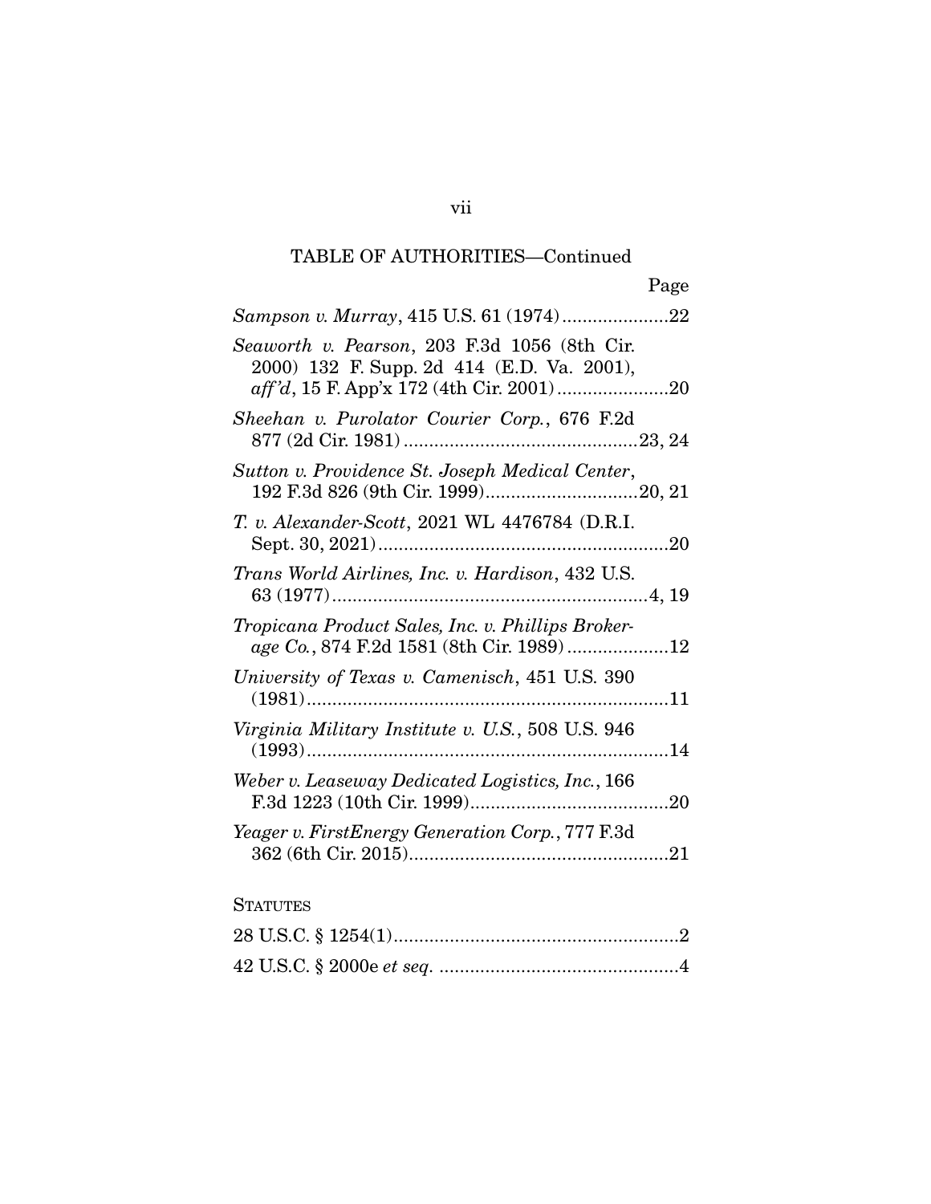TABLE OF AUTHORITIES—Continued

Page

*Sampson v. Murray*, 415 U.S. 61 (1974).....................22

*Seaworth v. Pearson*, 203 F.3d 1056 (8th Cir. 2000) 132 F. Supp. 2d 414 (E.D. Va. 2001), *aff'd*, 15 F. App'x 172 (4th Cir. 2001)......................20

*Sheehan v. Purolator Courier Corp.*, 676 F.2d 877 (2d Cir. 1981)..............................................23, 24

*Sutton v. Providence St. Joseph Medical Center*, 192 F.3d 826 (9th Cir. 1999)..............................20, 21

*T. v. Alexander-Scott*, 2021 WL 4476784 (D.R.I. Sept. 30, 2021)..........................................................20

*Trans World Airlines, Inc. v. Hardison*, 432 U.S. 63 (1977)..............................................................4, 19

*Tropicana Product Sales, Inc. v. Phillips Brokerage Co.*, 874 F.2d 1581 (8th Cir. 1989)....................12

*University of Texas v. Camenisch*, 451 U.S. 390 (1981)......................................................................11

*Virginia Military Institute v. U.S.*, 508 U.S. 946 (1993)......................................................................14

*Weber v. Leaseway Dedicated Logistics, Inc.*, 166 F.3d 1223 (10th Cir. 1999).......................................20

*Yeager v. FirstEnergy Generation Corp.*, 777 F.3d 362 (6th Cir. 2015)...................................................21

STATUTES

28 U.S.C. § 1254(1)........................................................2

42 U.S.C. § 2000e *et seq.* ...............................................4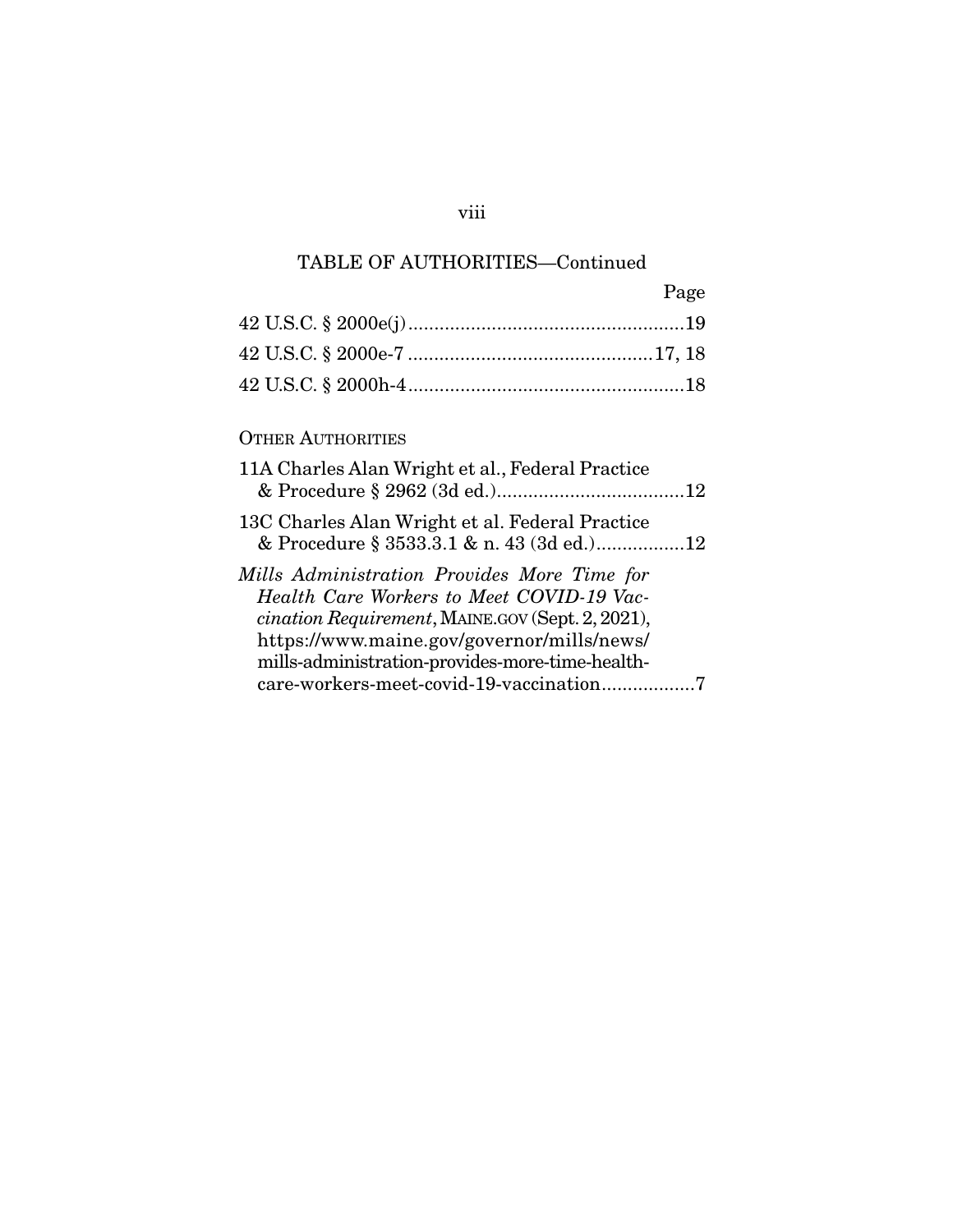## TABLE OF AUTHORITIES—Continued

Page

42 U.S.C. § 2000e(j) ....................................................19

42 U.S.C. § 2000e-7 ..............................................17, 18

42 U.S.C. § 2000h-4 ....................................................18

OTHER AUTHORITIES

11A Charles Alan Wright et al., Federal Practice & Procedure § 2962 (3d ed.)....................................12

13C Charles Alan Wright et al. Federal Practice & Procedure § 3533.3.1 & n. 43 (3d ed.).................12

*Mills Administration Provides More Time for Health Care Workers to Meet COVID-19 Vaccination Requirement*, MAINE.GOV (Sept. 2, 2021), https://www.maine.gov/governor/mills/news/mills-administration-provides-more-time-health-care-workers-meet-covid-19-vaccination..................7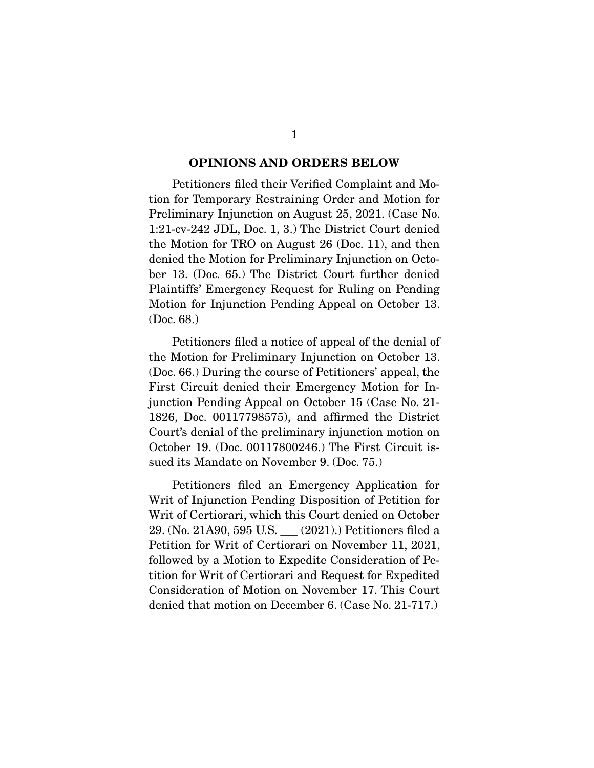## OPINIONS AND ORDERS BELOW

Petitioners filed their Verified Complaint and Motion for Temporary Restraining Order and Motion for Preliminary Injunction on August 25, 2021. (Case No. 1:21-cv-242 JDL, Doc. 1, 3.) The District Court denied the Motion for TRO on August 26 (Doc. 11), and then denied the Motion for Preliminary Injunction on October 13. (Doc. 65.) The District Court further denied Plaintiffs' Emergency Request for Ruling on Pending Motion for Injunction Pending Appeal on October 13. (Doc. 68.)

Petitioners filed a notice of appeal of the denial of the Motion for Preliminary Injunction on October 13. (Doc. 66.) During the course of Petitioners' appeal, the First Circuit denied their Emergency Motion for Injunction Pending Appeal on October 15 (Case No. 21-1826, Doc. 00117798575), and affirmed the District Court's denial of the preliminary injunction motion on October 19. (Doc. 00117800246.) The First Circuit issued its Mandate on November 9. (Doc. 75.)

Petitioners filed an Emergency Application for Writ of Injunction Pending Disposition of Petition for Writ of Certiorari, which this Court denied on October 29. (No. 21A90, 595 U.S. ___ (2021).) Petitioners filed a Petition for Writ of Certiorari on November 11, 2021, followed by a Motion to Expedite Consideration of Petition for Writ of Certiorari and Request for Expedited Consideration of Motion on November 17. This Court denied that motion on December 6. (Case No. 21-717.)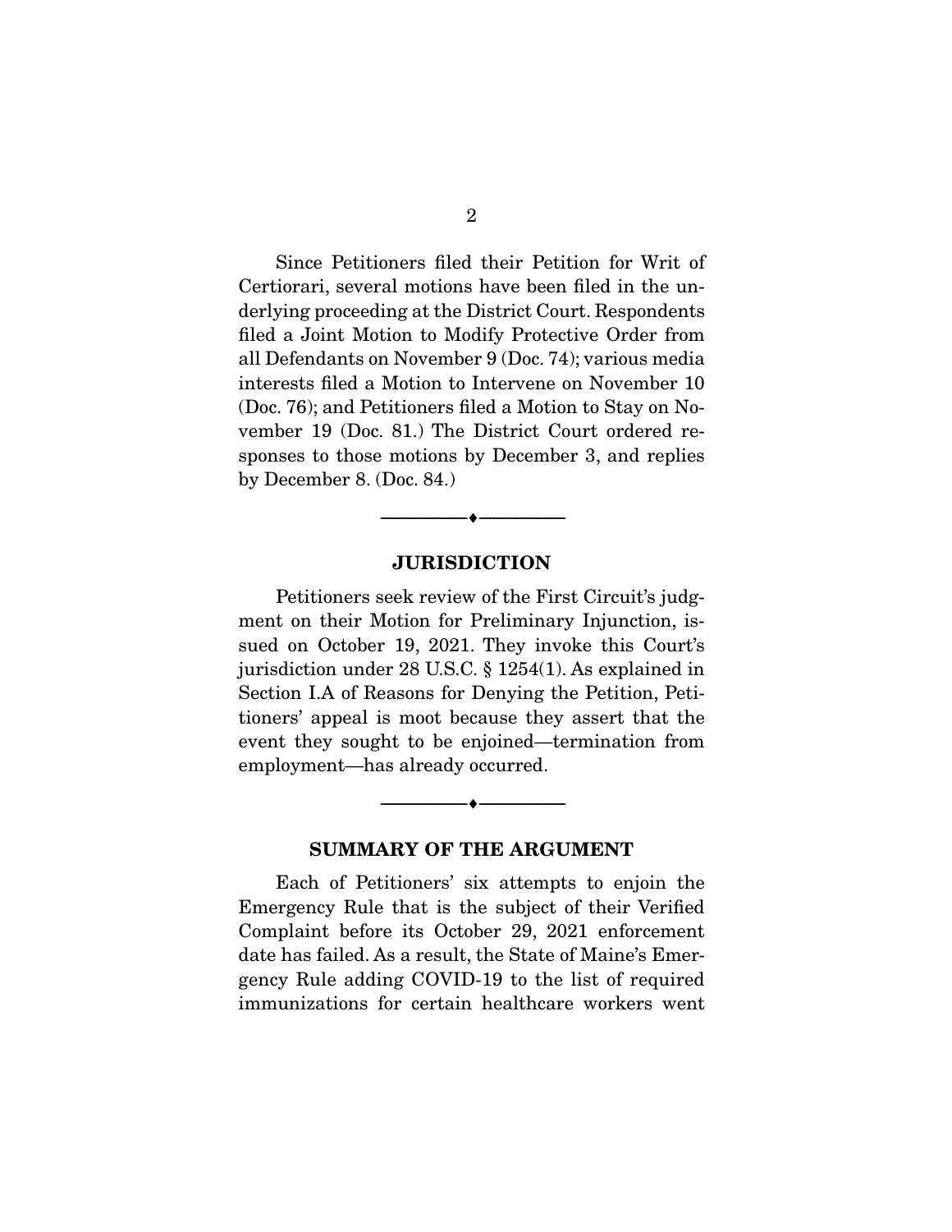Since Petitioners filed their Petition for Writ of Certiorari, several motions have been filed in the underlying proceeding at the District Court. Respondents filed a Joint Motion to Modify Protective Order from all Defendants on November 9 (Doc. 74); various media interests filed a Motion to Intervene on November 10 (Doc. 76); and Petitioners filed a Motion to Stay on November 19 (Doc. 81.) The District Court ordered responses to those motions by December 3, and replies by December 8. (Doc. 84.)

## JURISDICTION

Petitioners seek review of the First Circuit's judgment on their Motion for Preliminary Injunction, issued on October 19, 2021. They invoke this Court's jurisdiction under 28 U.S.C. § 1254(1). As explained in Section I.A of Reasons for Denying the Petition, Petitioners' appeal is moot because they assert that the event they sought to be enjoined—termination from employment—has already occurred.

## SUMMARY OF THE ARGUMENT

Each of Petitioners' six attempts to enjoin the Emergency Rule that is the subject of their Verified Complaint before its October 29, 2021 enforcement date has failed. As a result, the State of Maine's Emergency Rule adding COVID-19 to the list of required immunizations for certain healthcare workers went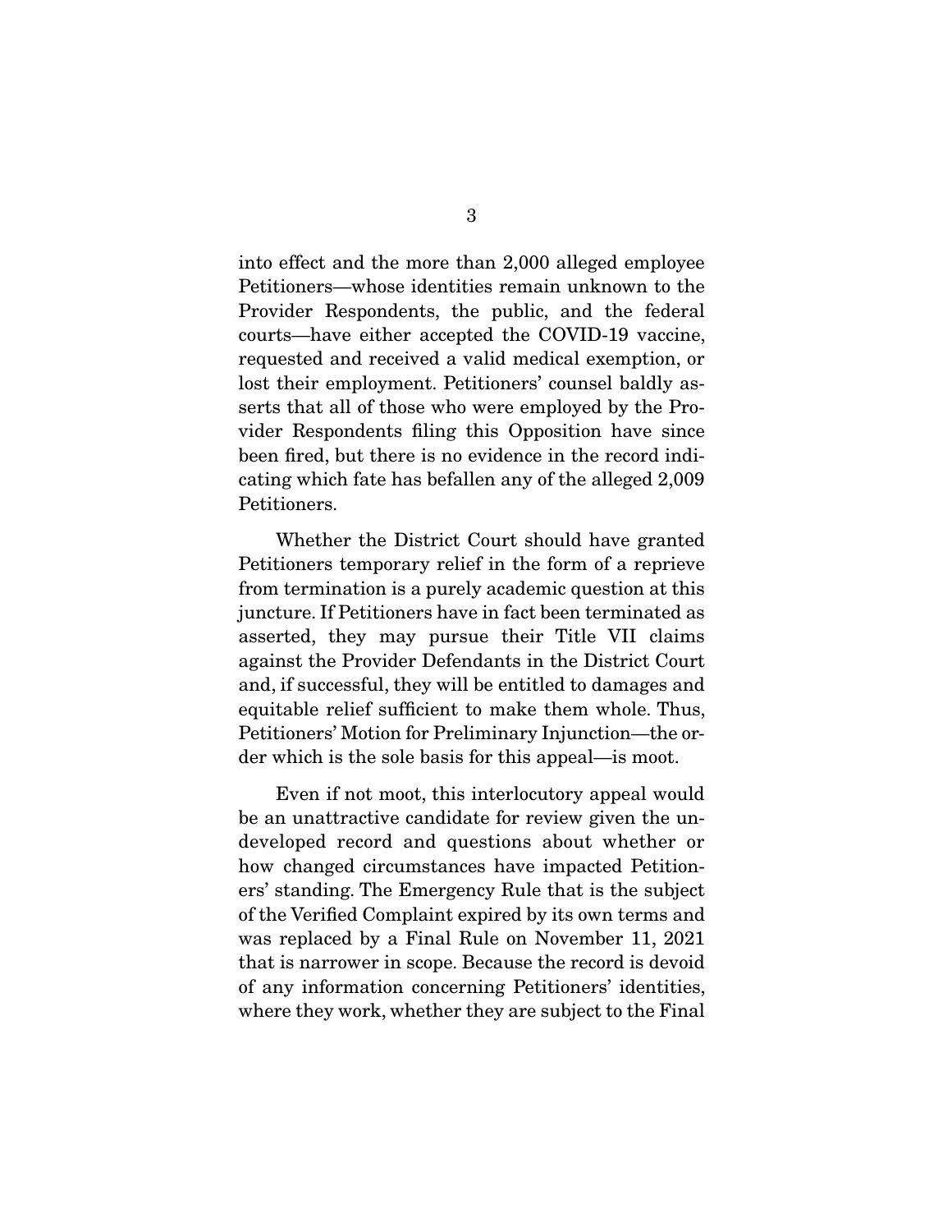into effect and the more than 2,000 alleged employee Petitioners—whose identities remain unknown to the Provider Respondents, the public, and the federal courts—have either accepted the COVID-19 vaccine, requested and received a valid medical exemption, or lost their employment. Petitioners' counsel baldly asserts that all of those who were employed by the Provider Respondents filing this Opposition have since been fired, but there is no evidence in the record indicating which fate has befallen any of the alleged 2,009 Petitioners.

Whether the District Court should have granted Petitioners temporary relief in the form of a reprieve from termination is a purely academic question at this juncture. If Petitioners have in fact been terminated as asserted, they may pursue their Title VII claims against the Provider Defendants in the District Court and, if successful, they will be entitled to damages and equitable relief sufficient to make them whole. Thus, Petitioners' Motion for Preliminary Injunction—the order which is the sole basis for this appeal—is moot.

Even if not moot, this interlocutory appeal would be an unattractive candidate for review given the undeveloped record and questions about whether or how changed circumstances have impacted Petitioners' standing. The Emergency Rule that is the subject of the Verified Complaint expired by its own terms and was replaced by a Final Rule on November 11, 2021 that is narrower in scope. Because the record is devoid of any information concerning Petitioners' identities, where they work, whether they are subject to the Final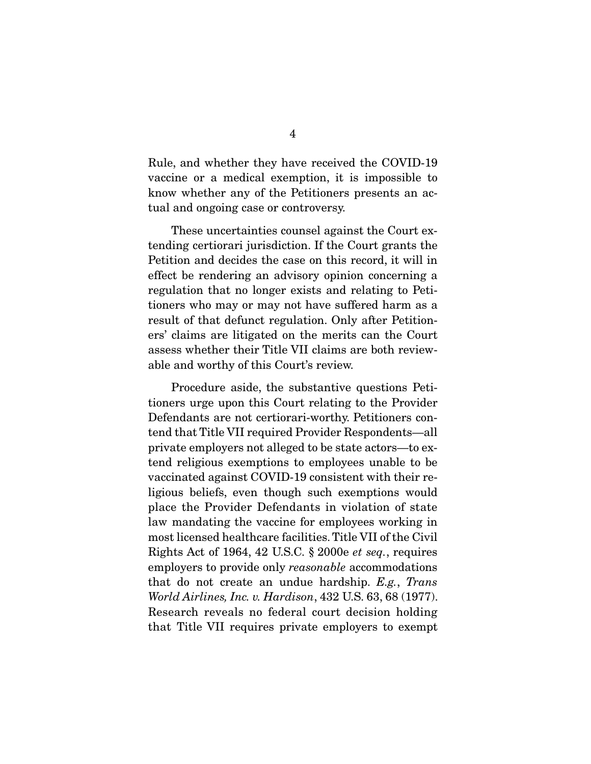Rule, and whether they have received the COVID-19 vaccine or a medical exemption, it is impossible to know whether any of the Petitioners presents an actual and ongoing case or controversy.

These uncertainties counsel against the Court extending certiorari jurisdiction. If the Court grants the Petition and decides the case on this record, it will in effect be rendering an advisory opinion concerning a regulation that no longer exists and relating to Petitioners who may or may not have suffered harm as a result of that defunct regulation. Only after Petitioners' claims are litigated on the merits can the Court assess whether their Title VII claims are both reviewable and worthy of this Court's review.

Procedure aside, the substantive questions Petitioners urge upon this Court relating to the Provider Defendants are not certiorari-worthy. Petitioners contend that Title VII required Provider Respondents—all private employers not alleged to be state actors—to extend religious exemptions to employees unable to be vaccinated against COVID-19 consistent with their religious beliefs, even though such exemptions would place the Provider Defendants in violation of state law mandating the vaccine for employees working in most licensed healthcare facilities. Title VII of the Civil Rights Act of 1964, 42 U.S.C. § 2000e *et seq.*, requires employers to provide only *reasonable* accommodations that do not create an undue hardship. *E.g.*, *Trans World Airlines, Inc. v. Hardison*, 432 U.S. 63, 68 (1977). Research reveals no federal court decision holding that Title VII requires private employers to exempt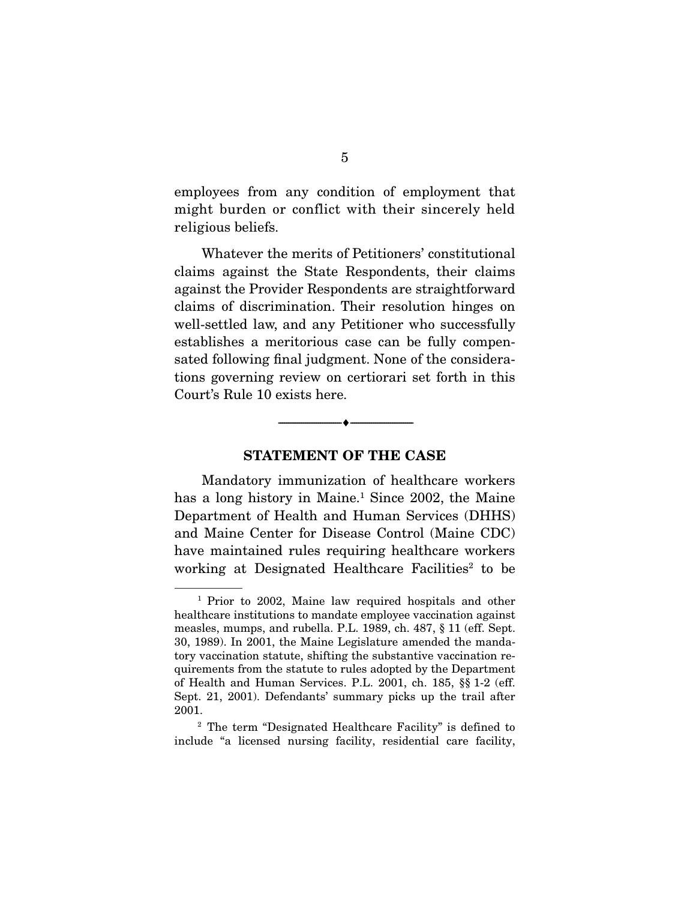employees from any condition of employment that might burden or conflict with their sincerely held religious beliefs.

Whatever the merits of Petitioners' constitutional claims against the State Respondents, their claims against the Provider Respondents are straightforward claims of discrimination. Their resolution hinges on well-settled law, and any Petitioner who successfully establishes a meritorious case can be fully compensated following final judgment. None of the considerations governing review on certiorari set forth in this Court's Rule 10 exists here.

---

## STATEMENT OF THE CASE

Mandatory immunization of healthcare workers has a long history in Maine.[1] Since 2002, the Maine Department of Health and Human Services (DHHS) and Maine Center for Disease Control (Maine CDC) have maintained rules requiring healthcare workers working at Designated Healthcare Facilities[2] to be

---

[1] Prior to 2002, Maine law required hospitals and other healthcare institutions to mandate employee vaccination against measles, mumps, and rubella. P.L. 1989, ch. 487, § 11 (eff. Sept. 30, 1989). In 2001, the Maine Legislature amended the mandatory vaccination statute, shifting the substantive vaccination requirements from the statute to rules adopted by the Department of Health and Human Services. P.L. 2001, ch. 185, §§ 1-2 (eff. Sept. 21, 2001). Defendants' summary picks up the trail after 2001.

[2] The term "Designated Healthcare Facility" is defined to include "a licensed nursing facility, residential care facility,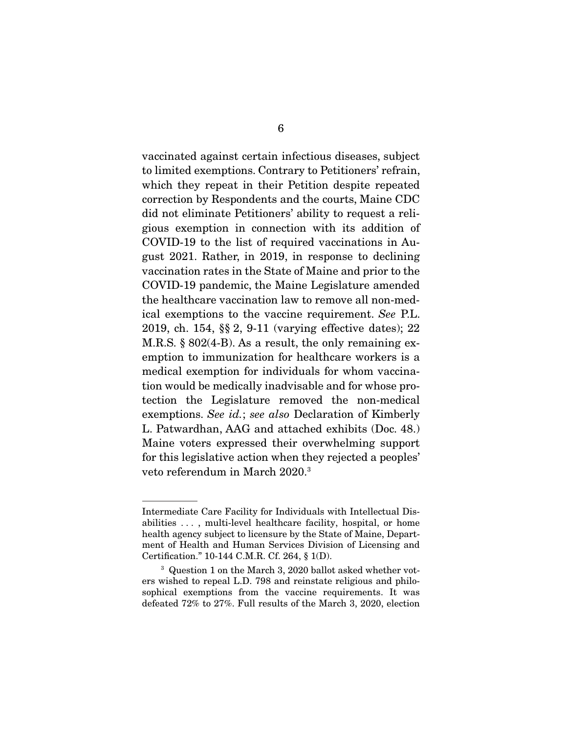vaccinated against certain infectious diseases, subject to limited exemptions. Contrary to Petitioners' refrain, which they repeat in their Petition despite repeated correction by Respondents and the courts, Maine CDC did not eliminate Petitioners' ability to request a religious exemption in connection with its addition of COVID-19 to the list of required vaccinations in August 2021. Rather, in 2019, in response to declining vaccination rates in the State of Maine and prior to the COVID-19 pandemic, the Maine Legislature amended the healthcare vaccination law to remove all non-medical exemptions to the vaccine requirement. *See* P.L. 2019, ch. 154, §§ 2, 9-11 (varying effective dates); 22 M.R.S. § 802(4-B). As a result, the only remaining exemption to immunization for healthcare workers is a medical exemption for individuals for whom vaccination would be medically inadvisable and for whose protection the Legislature removed the non-medical exemptions. *See id.*; *see also* Declaration of Kimberly L. Patwardhan, AAG and attached exhibits (Doc. 48.) Maine voters expressed their overwhelming support for this legislative action when they rejected a peoples' veto referendum in March 2020.[3]

---

Intermediate Care Facility for Individuals with Intellectual Disabilities . . . , multi-level healthcare facility, hospital, or home health agency subject to licensure by the State of Maine, Department of Health and Human Services Division of Licensing and Certification." 10-144 C.M.R. Cf. 264, § 1(D).

[3] Question 1 on the March 3, 2020 ballot asked whether voters wished to repeal L.D. 798 and reinstate religious and philosophical exemptions from the vaccine requirements. It was defeated 72% to 27%. Full results of the March 3, 2020, election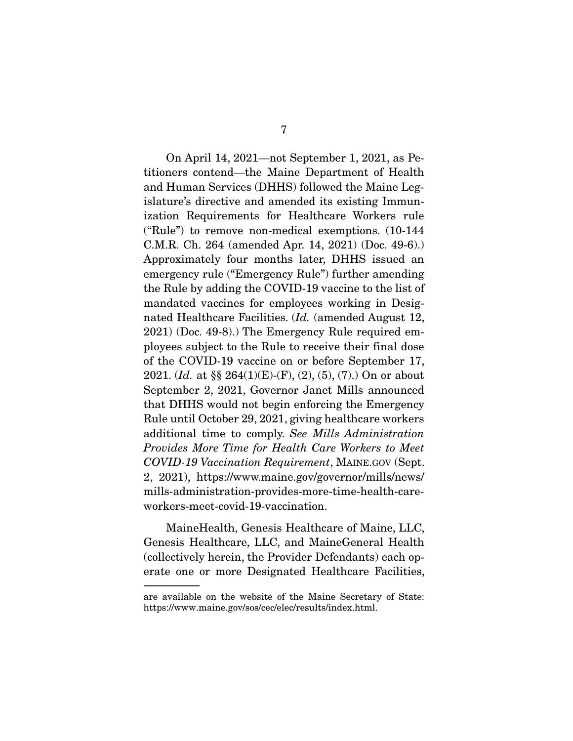On April 14, 2021—not September 1, 2021, as Petitioners contend—the Maine Department of Health and Human Services (DHHS) followed the Maine Legislature's directive and amended its existing Immunization Requirements for Healthcare Workers rule ("Rule") to remove non-medical exemptions. (10-144 C.M.R. Ch. 264 (amended Apr. 14, 2021) (Doc. 49-6).) Approximately four months later, DHHS issued an emergency rule ("Emergency Rule") further amending the Rule by adding the COVID-19 vaccine to the list of mandated vaccines for employees working in Designated Healthcare Facilities. (*Id.* (amended August 12, 2021) (Doc. 49-8).) The Emergency Rule required employees subject to the Rule to receive their final dose of the COVID-19 vaccine on or before September 17, 2021. (*Id.* at §§ 264(1)(E)-(F), (2), (5), (7).) On or about September 2, 2021, Governor Janet Mills announced that DHHS would not begin enforcing the Emergency Rule until October 29, 2021, giving healthcare workers additional time to comply. *See Mills Administration Provides More Time for Health Care Workers to Meet COVID-19 Vaccination Requirement*, MAINE.GOV (Sept. 2, 2021), https://www.maine.gov/governor/mills/news/mills-administration-provides-more-time-health-care-workers-meet-covid-19-vaccination.

MaineHealth, Genesis Healthcare of Maine, LLC, Genesis Healthcare, LLC, and MaineGeneral Health (collectively herein, the Provider Defendants) each operate one or more Designated Healthcare Facilities,

---

are available on the website of the Maine Secretary of State: https://www.maine.gov/sos/cec/elec/results/index.html.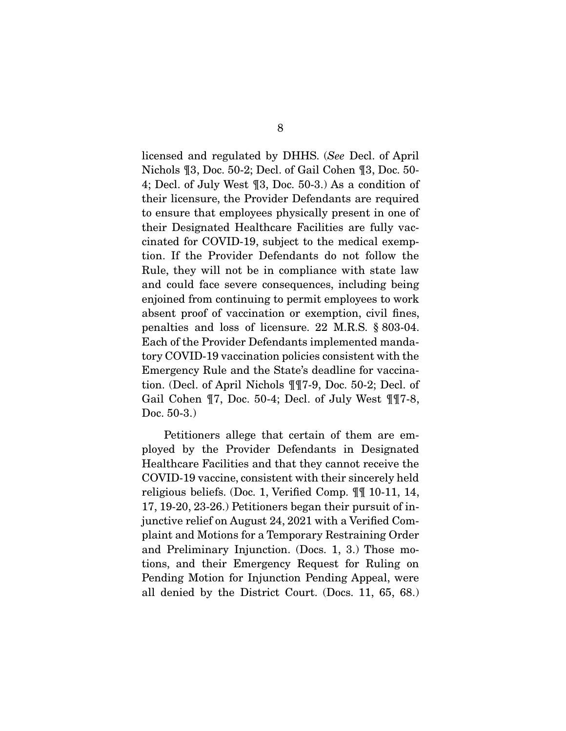licensed and regulated by DHHS. (*See* Decl. of April Nichols ¶3, Doc. 50-2; Decl. of Gail Cohen ¶3, Doc. 50-4; Decl. of July West ¶3, Doc. 50-3.) As a condition of their licensure, the Provider Defendants are required to ensure that employees physically present in one of their Designated Healthcare Facilities are fully vaccinated for COVID-19, subject to the medical exemption. If the Provider Defendants do not follow the Rule, they will not be in compliance with state law and could face severe consequences, including being enjoined from continuing to permit employees to work absent proof of vaccination or exemption, civil fines, penalties and loss of licensure. 22 M.R.S. § 803-04. Each of the Provider Defendants implemented mandatory COVID-19 vaccination policies consistent with the Emergency Rule and the State's deadline for vaccination. (Decl. of April Nichols ¶¶7-9, Doc. 50-2; Decl. of Gail Cohen ¶7, Doc. 50-4; Decl. of July West ¶¶7-8, Doc. 50-3.)

Petitioners allege that certain of them are employed by the Provider Defendants in Designated Healthcare Facilities and that they cannot receive the COVID-19 vaccine, consistent with their sincerely held religious beliefs. (Doc. 1, Verified Comp. ¶¶ 10-11, 14, 17, 19-20, 23-26.) Petitioners began their pursuit of injunctive relief on August 24, 2021 with a Verified Complaint and Motions for a Temporary Restraining Order and Preliminary Injunction. (Docs. 1, 3.) Those motions, and their Emergency Request for Ruling on Pending Motion for Injunction Pending Appeal, were all denied by the District Court. (Docs. 11, 65, 68.)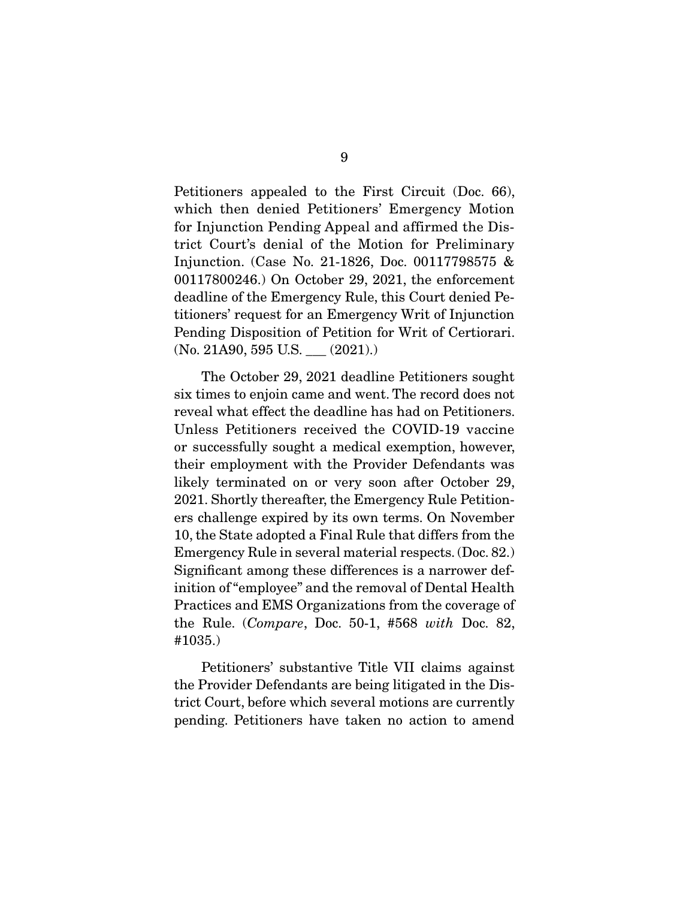Petitioners appealed to the First Circuit (Doc. 66), which then denied Petitioners' Emergency Motion for Injunction Pending Appeal and affirmed the District Court's denial of the Motion for Preliminary Injunction. (Case No. 21-1826, Doc. 00117798575 & 00117800246.) On October 29, 2021, the enforcement deadline of the Emergency Rule, this Court denied Petitioners' request for an Emergency Writ of Injunction Pending Disposition of Petition for Writ of Certiorari. (No. 21A90, 595 U.S. ___ (2021).)

The October 29, 2021 deadline Petitioners sought six times to enjoin came and went. The record does not reveal what effect the deadline has had on Petitioners. Unless Petitioners received the COVID-19 vaccine or successfully sought a medical exemption, however, their employment with the Provider Defendants was likely terminated on or very soon after October 29, 2021. Shortly thereafter, the Emergency Rule Petitioners challenge expired by its own terms. On November 10, the State adopted a Final Rule that differs from the Emergency Rule in several material respects. (Doc. 82.) Significant among these differences is a narrower definition of "employee" and the removal of Dental Health Practices and EMS Organizations from the coverage of the Rule. (*Compare*, Doc. 50-1, #568 *with* Doc. 82, #1035.)

Petitioners' substantive Title VII claims against the Provider Defendants are being litigated in the District Court, before which several motions are currently pending. Petitioners have taken no action to amend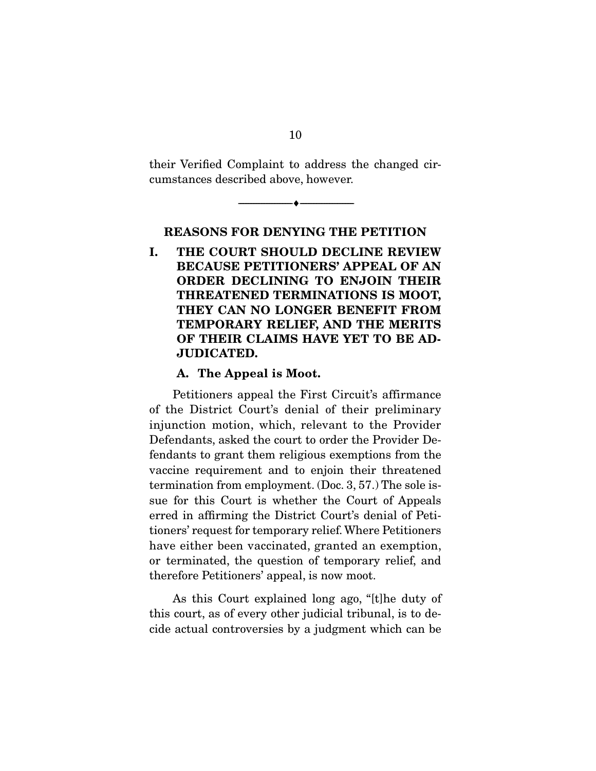their Verified Complaint to address the changed circumstances described above, however.

---

## REASONS FOR DENYING THE PETITION

### I. THE COURT SHOULD DECLINE REVIEW BECAUSE PETITIONERS' APPEAL OF AN ORDER DECLINING TO ENJOIN THEIR THREATENED TERMINATIONS IS MOOT, THEY CAN NO LONGER BENEFIT FROM TEMPORARY RELIEF, AND THE MERITS OF THEIR CLAIMS HAVE YET TO BE ADJUDICATED.

#### A. The Appeal is Moot.

Petitioners appeal the First Circuit's affirmance of the District Court's denial of their preliminary injunction motion, which, relevant to the Provider Defendants, asked the court to order the Provider Defendants to grant them religious exemptions from the vaccine requirement and to enjoin their threatened termination from employment. (Doc. 3, 57.) The sole issue for this Court is whether the Court of Appeals erred in affirming the District Court's denial of Petitioners' request for temporary relief. Where Petitioners have either been vaccinated, granted an exemption, or terminated, the question of temporary relief, and therefore Petitioners' appeal, is now moot.

As this Court explained long ago, "[t]he duty of this court, as of every other judicial tribunal, is to decide actual controversies by a judgment which can be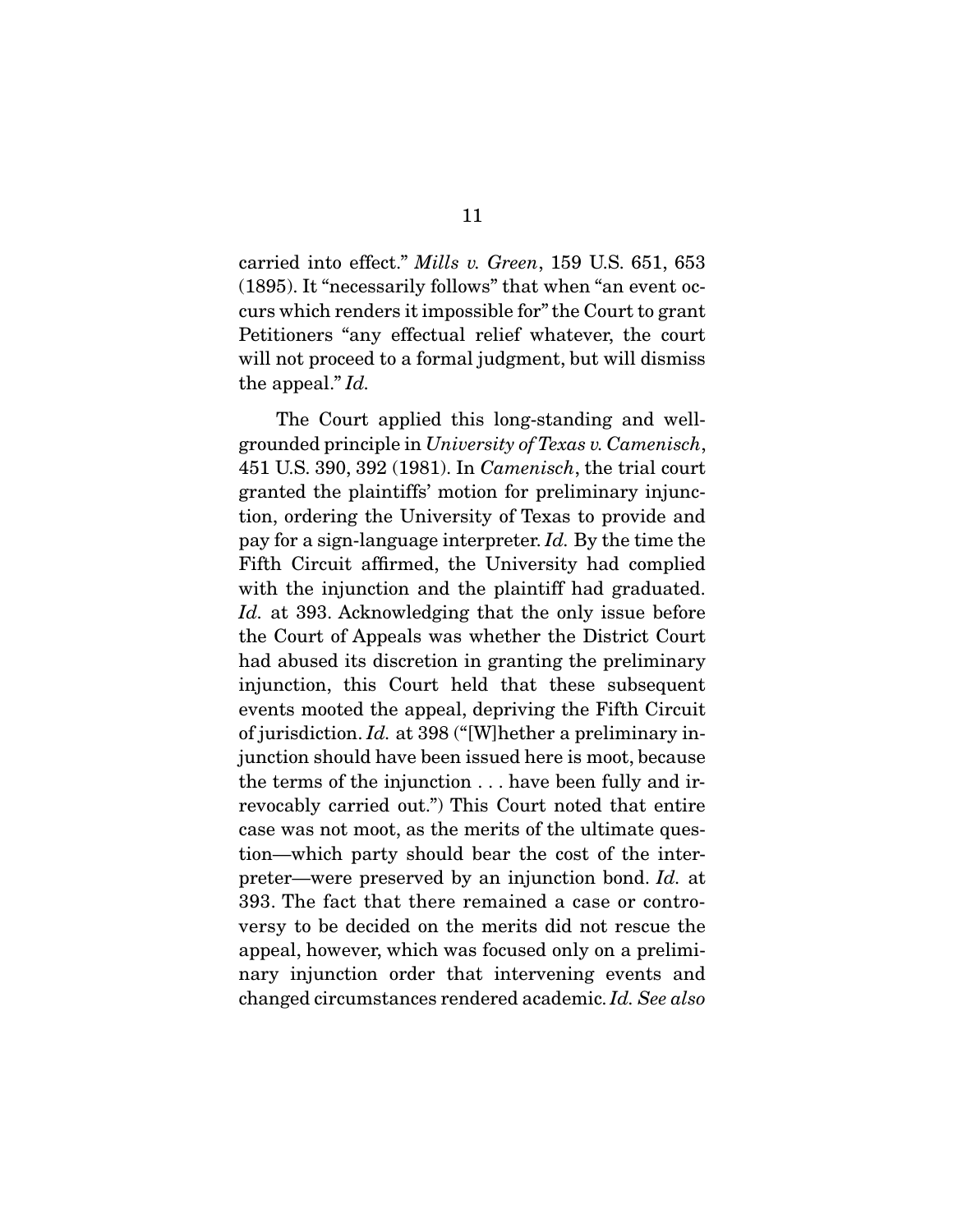carried into effect." *Mills v. Green*, 159 U.S. 651, 653 (1895). It "necessarily follows" that when "an event occurs which renders it impossible for" the Court to grant Petitioners "any effectual relief whatever, the court will not proceed to a formal judgment, but will dismiss the appeal." *Id.*

The Court applied this long-standing and well-grounded principle in *University of Texas v. Camenisch*, 451 U.S. 390, 392 (1981). In *Camenisch*, the trial court granted the plaintiffs' motion for preliminary injunction, ordering the University of Texas to provide and pay for a sign-language interpreter. *Id.* By the time the Fifth Circuit affirmed, the University had complied with the injunction and the plaintiff had graduated. *Id.* at 393. Acknowledging that the only issue before the Court of Appeals was whether the District Court had abused its discretion in granting the preliminary injunction, this Court held that these subsequent events mooted the appeal, depriving the Fifth Circuit of jurisdiction. *Id.* at 398 ("[W]hether a preliminary injunction should have been issued here is moot, because the terms of the injunction . . . have been fully and irrevocably carried out.") This Court noted that entire case was not moot, as the merits of the ultimate question—which party should bear the cost of the interpreter—were preserved by an injunction bond. *Id.* at 393. The fact that there remained a case or controversy to be decided on the merits did not rescue the appeal, however, which was focused only on a preliminary injunction order that intervening events and changed circumstances rendered academic. *Id. See also*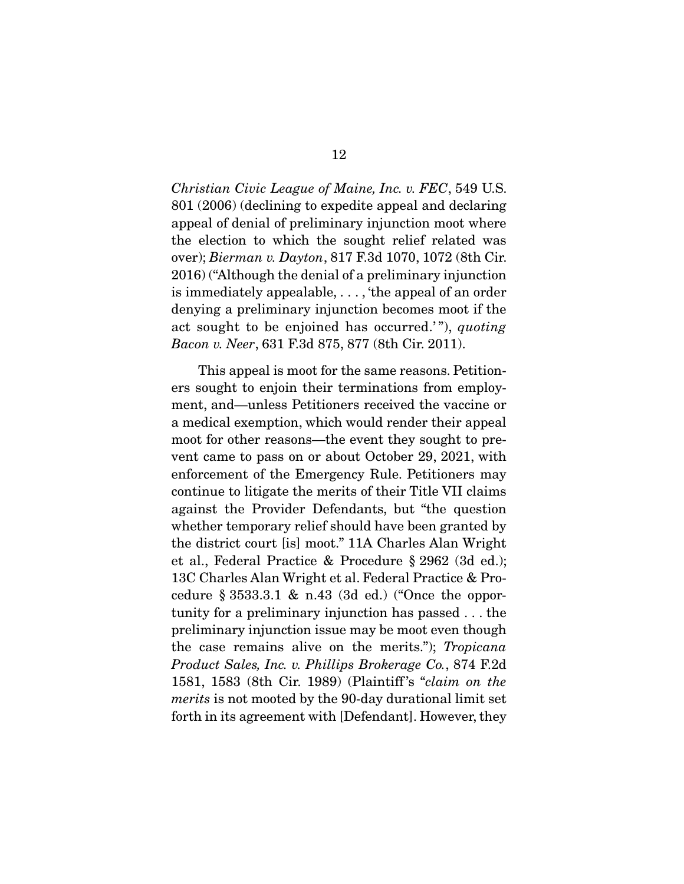*Christian Civic League of Maine, Inc. v. FEC*, 549 U.S. 801 (2006) (declining to expedite appeal and declaring appeal of denial of preliminary injunction moot where the election to which the sought relief related was over); *Bierman v. Dayton*, 817 F.3d 1070, 1072 (8th Cir. 2016) ("Although the denial of a preliminary injunction is immediately appealable, . . . , 'the appeal of an order denying a preliminary injunction becomes moot if the act sought to be enjoined has occurred.'"), *quoting Bacon v. Neer*, 631 F.3d 875, 877 (8th Cir. 2011).

This appeal is moot for the same reasons. Petitioners sought to enjoin their terminations from employment, and—unless Petitioners received the vaccine or a medical exemption, which would render their appeal moot for other reasons—the event they sought to prevent came to pass on or about October 29, 2021, with enforcement of the Emergency Rule. Petitioners may continue to litigate the merits of their Title VII claims against the Provider Defendants, but "the question whether temporary relief should have been granted by the district court [is] moot." 11A Charles Alan Wright et al., Federal Practice & Procedure § 2962 (3d ed.); 13C Charles Alan Wright et al. Federal Practice & Procedure § 3533.3.1 & n.43 (3d ed.) ("Once the opportunity for a preliminary injunction has passed . . . the preliminary injunction issue may be moot even though the case remains alive on the merits."); *Tropicana Product Sales, Inc. v. Phillips Brokerage Co.*, 874 F.2d 1581, 1583 (8th Cir. 1989) (Plaintiff's "*claim on the merits* is not mooted by the 90-day durational limit set forth in its agreement with [Defendant]. However, they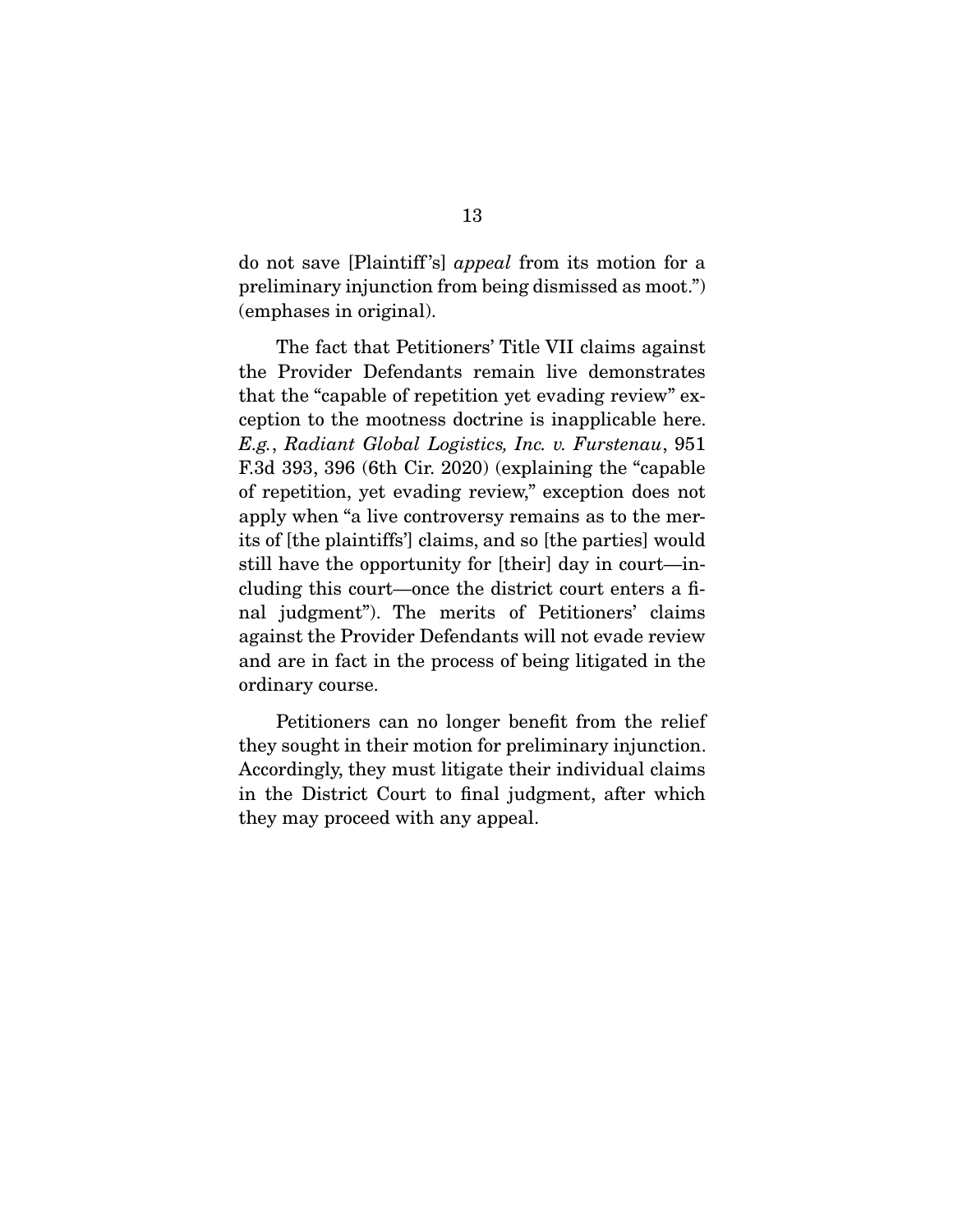do not save [Plaintiff's] *appeal* from its motion for a preliminary injunction from being dismissed as moot.") (emphases in original).

The fact that Petitioners' Title VII claims against the Provider Defendants remain live demonstrates that the "capable of repetition yet evading review" exception to the mootness doctrine is inapplicable here. *E.g.*, *Radiant Global Logistics, Inc. v. Furstenau*, 951 F.3d 393, 396 (6th Cir. 2020) (explaining the "capable of repetition, yet evading review," exception does not apply when "a live controversy remains as to the merits of [the plaintiffs'] claims, and so [the parties] would still have the opportunity for [their] day in court—including this court—once the district court enters a final judgment"). The merits of Petitioners' claims against the Provider Defendants will not evade review and are in fact in the process of being litigated in the ordinary course.

Petitioners can no longer benefit from the relief they sought in their motion for preliminary injunction. Accordingly, they must litigate their individual claims in the District Court to final judgment, after which they may proceed with any appeal.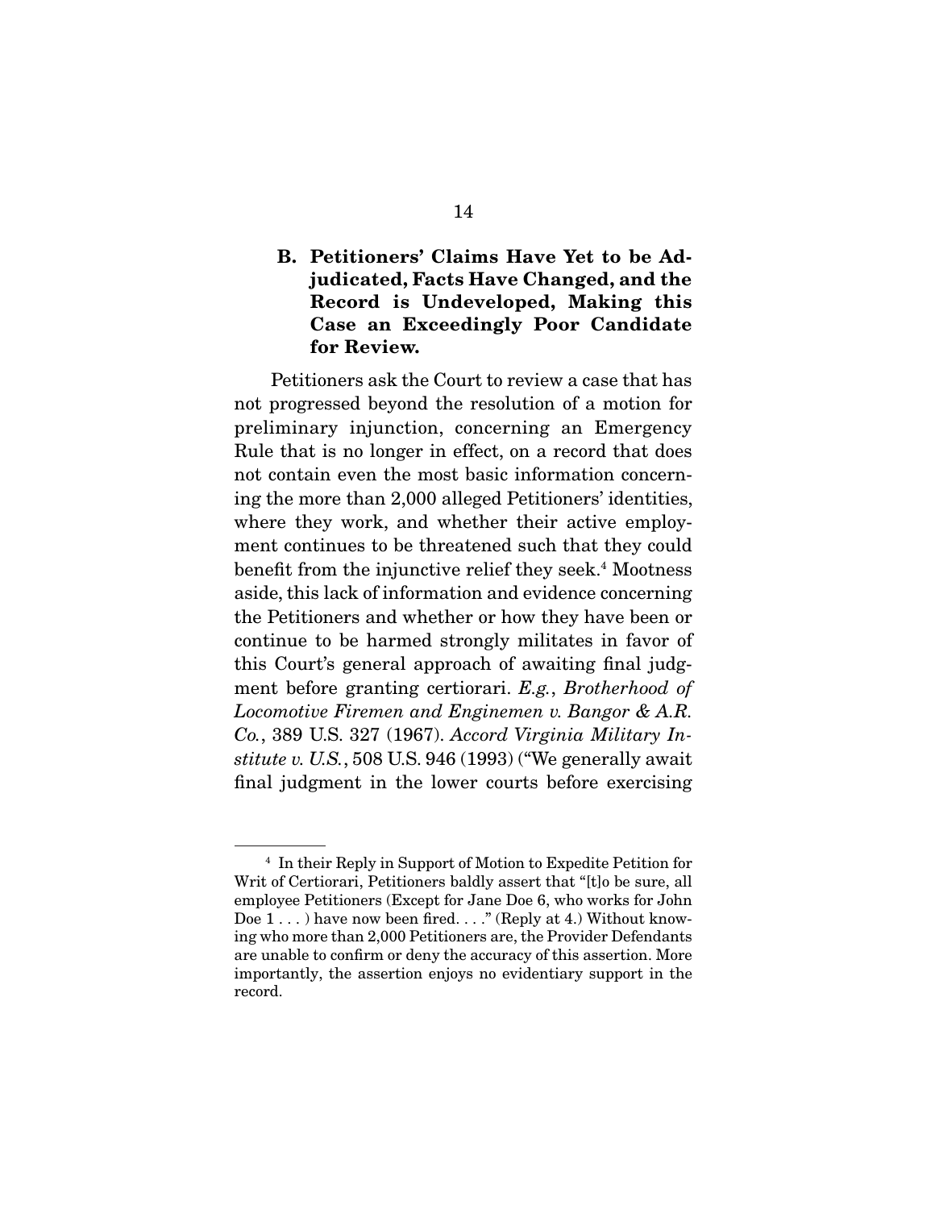### B. Petitioners' Claims Have Yet to be Adjudicated, Facts Have Changed, and the Record is Undeveloped, Making this Case an Exceedingly Poor Candidate for Review.

Petitioners ask the Court to review a case that has not progressed beyond the resolution of a motion for preliminary injunction, concerning an Emergency Rule that is no longer in effect, on a record that does not contain even the most basic information concerning the more than 2,000 alleged Petitioners' identities, where they work, and whether their active employment continues to be threatened such that they could benefit from the injunctive relief they seek.[4] Mootness aside, this lack of information and evidence concerning the Petitioners and whether or how they have been or continue to be harmed strongly militates in favor of this Court's general approach of awaiting final judgment before granting certiorari. *E.g.*, *Brotherhood of Locomotive Firemen and Enginemen v. Bangor & A.R. Co.*, 389 U.S. 327 (1967). *Accord Virginia Military Institute v. U.S.*, 508 U.S. 946 (1993) ("We generally await final judgment in the lower courts before exercising

---

[4] In their Reply in Support of Motion to Expedite Petition for Writ of Certiorari, Petitioners baldly assert that "[t]o be sure, all employee Petitioners (Except for Jane Doe 6, who works for John Doe 1 . . . ) have now been fired. . . ." (Reply at 4.) Without knowing who more than 2,000 Petitioners are, the Provider Defendants are unable to confirm or deny the accuracy of this assertion. More importantly, the assertion enjoys no evidentiary support in the record.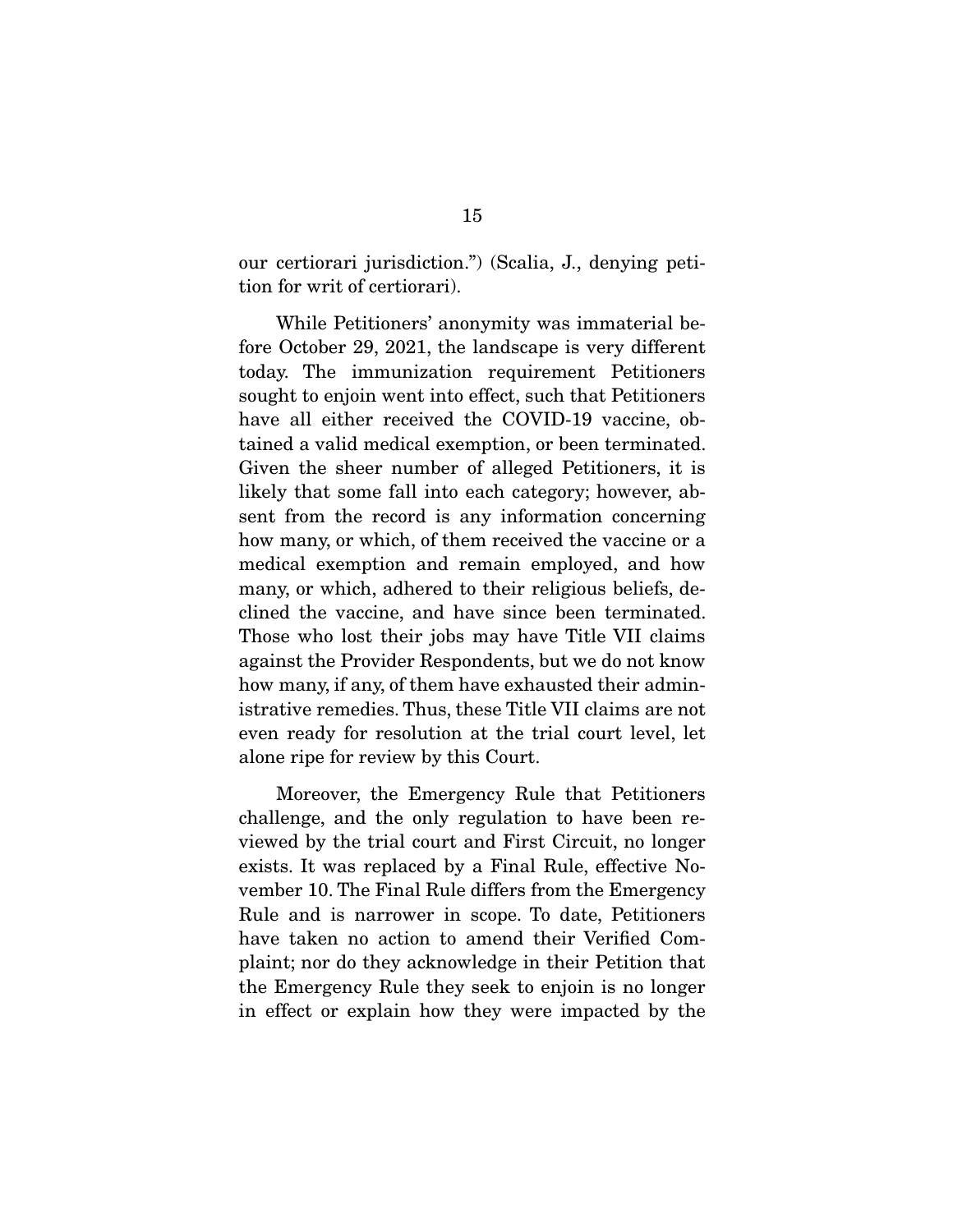our certiorari jurisdiction.") (Scalia, J., denying petition for writ of certiorari).

While Petitioners' anonymity was immaterial before October 29, 2021, the landscape is very different today. The immunization requirement Petitioners sought to enjoin went into effect, such that Petitioners have all either received the COVID-19 vaccine, obtained a valid medical exemption, or been terminated. Given the sheer number of alleged Petitioners, it is likely that some fall into each category; however, absent from the record is any information concerning how many, or which, of them received the vaccine or a medical exemption and remain employed, and how many, or which, adhered to their religious beliefs, declined the vaccine, and have since been terminated. Those who lost their jobs may have Title VII claims against the Provider Respondents, but we do not know how many, if any, of them have exhausted their administrative remedies. Thus, these Title VII claims are not even ready for resolution at the trial court level, let alone ripe for review by this Court.

Moreover, the Emergency Rule that Petitioners challenge, and the only regulation to have been reviewed by the trial court and First Circuit, no longer exists. It was replaced by a Final Rule, effective November 10. The Final Rule differs from the Emergency Rule and is narrower in scope. To date, Petitioners have taken no action to amend their Verified Complaint; nor do they acknowledge in their Petition that the Emergency Rule they seek to enjoin is no longer in effect or explain how they were impacted by the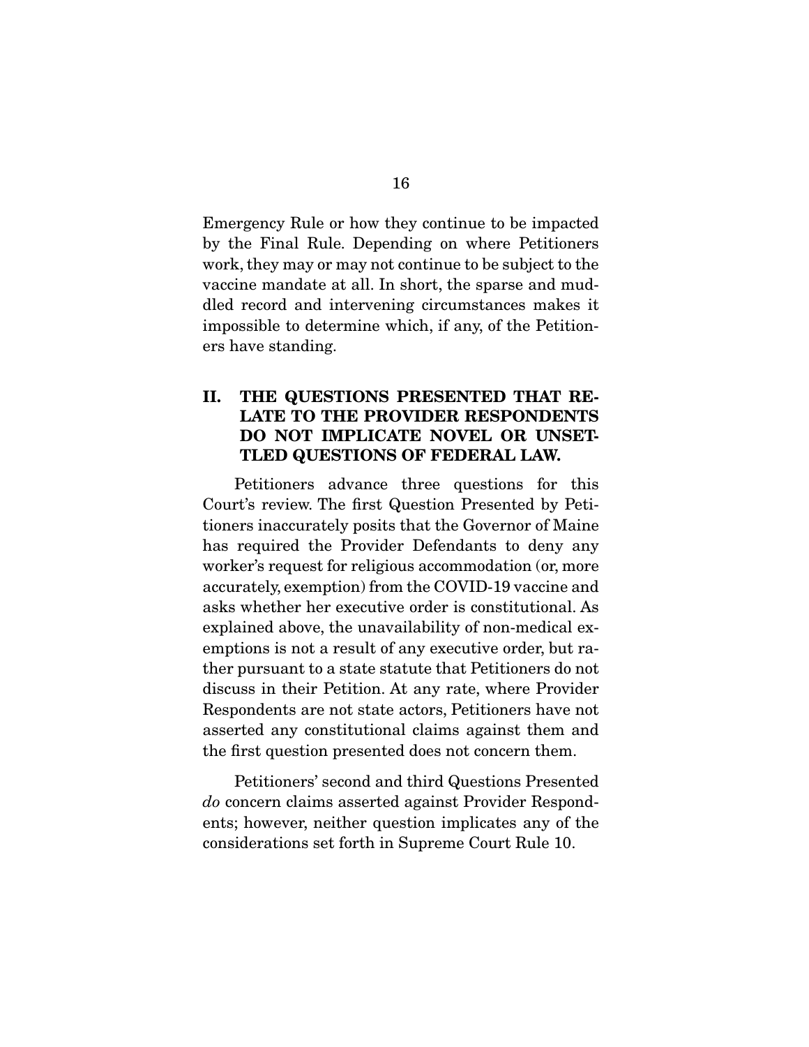Emergency Rule or how they continue to be impacted by the Final Rule. Depending on where Petitioners work, they may or may not continue to be subject to the vaccine mandate at all. In short, the sparse and muddled record and intervening circumstances makes it impossible to determine which, if any, of the Petitioners have standing.

## II. THE QUESTIONS PRESENTED THAT RELATE TO THE PROVIDER RESPONDENTS DO NOT IMPLICATE NOVEL OR UNSETTLED QUESTIONS OF FEDERAL LAW.

Petitioners advance three questions for this Court's review. The first Question Presented by Petitioners inaccurately posits that the Governor of Maine has required the Provider Defendants to deny any worker's request for religious accommodation (or, more accurately, exemption) from the COVID-19 vaccine and asks whether her executive order is constitutional. As explained above, the unavailability of non-medical exemptions is not a result of any executive order, but rather pursuant to a state statute that Petitioners do not discuss in their Petition. At any rate, where Provider Respondents are not state actors, Petitioners have not asserted any constitutional claims against them and the first question presented does not concern them.

Petitioners' second and third Questions Presented *do* concern claims asserted against Provider Respondents; however, neither question implicates any of the considerations set forth in Supreme Court Rule 10.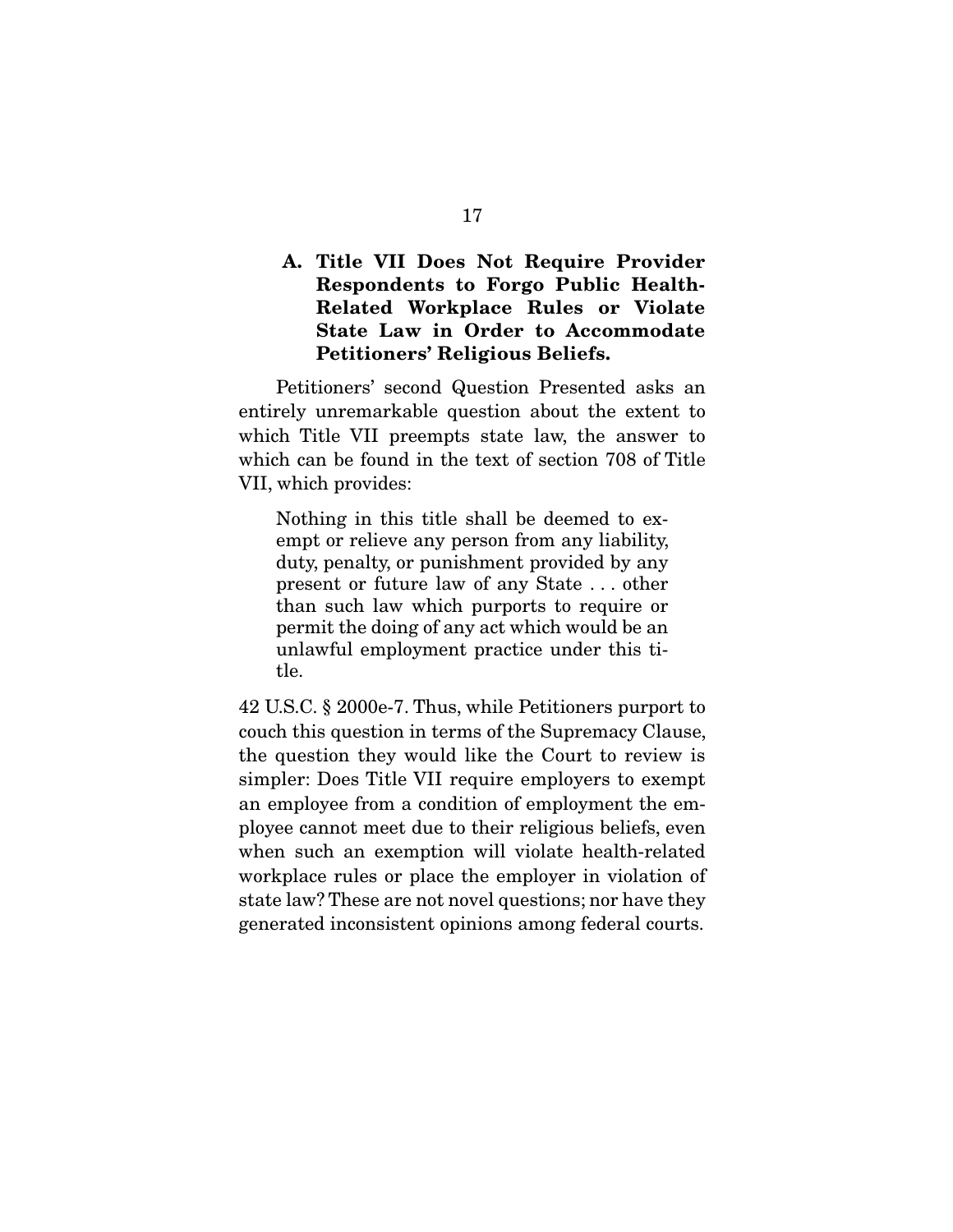### A. Title VII Does Not Require Provider Respondents to Forgo Public Health-Related Workplace Rules or Violate State Law in Order to Accommodate Petitioners' Religious Beliefs.

Petitioners' second Question Presented asks an entirely unremarkable question about the extent to which Title VII preempts state law, the answer to which can be found in the text of section 708 of Title VII, which provides:

> Nothing in this title shall be deemed to exempt or relieve any person from any liability, duty, penalty, or punishment provided by any present or future law of any State . . . other than such law which purports to require or permit the doing of any act which would be an unlawful employment practice under this title.

42 U.S.C. § 2000e-7. Thus, while Petitioners purport to couch this question in terms of the Supremacy Clause, the question they would like the Court to review is simpler: Does Title VII require employers to exempt an employee from a condition of employment the employee cannot meet due to their religious beliefs, even when such an exemption will violate health-related workplace rules or place the employer in violation of state law? These are not novel questions; nor have they generated inconsistent opinions among federal courts.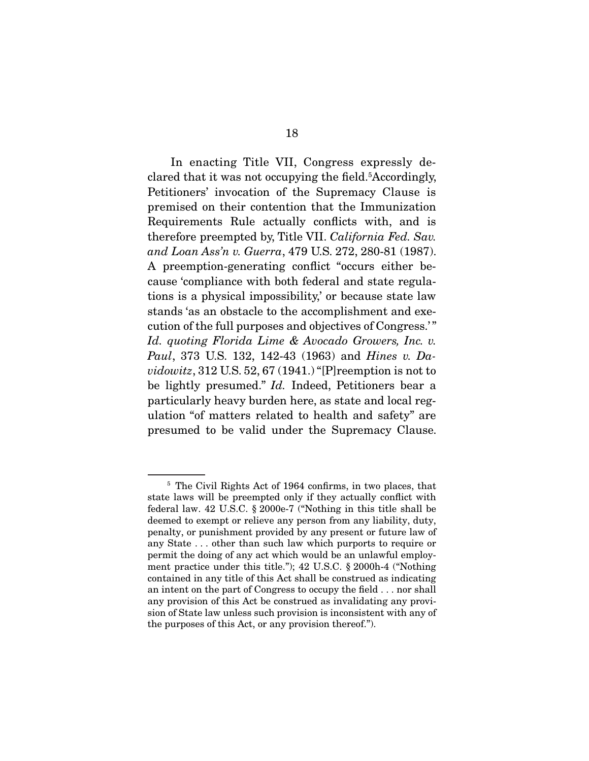In enacting Title VII, Congress expressly declared that it was not occupying the field.[5] Accordingly, Petitioners' invocation of the Supremacy Clause is premised on their contention that the Immunization Requirements Rule actually conflicts with, and is therefore preempted by, Title VII. *California Fed. Sav. and Loan Ass'n v. Guerra*, 479 U.S. 272, 280-81 (1987). A preemption-generating conflict "occurs either because 'compliance with both federal and state regulations is a physical impossibility,' or because state law stands 'as an obstacle to the accomplishment and execution of the full purposes and objectives of Congress.'" *Id. quoting Florida Lime & Avocado Growers, Inc. v. Paul*, 373 U.S. 132, 142-43 (1963) and *Hines v. Davidowitz*, 312 U.S. 52, 67 (1941.) "[P]reemption is not to be lightly presumed." *Id.* Indeed, Petitioners bear a particularly heavy burden here, as state and local regulation "of matters related to health and safety" are presumed to be valid under the Supremacy Clause.

[5] The Civil Rights Act of 1964 confirms, in two places, that state laws will be preempted only if they actually conflict with federal law. 42 U.S.C. § 2000e-7 ("Nothing in this title shall be deemed to exempt or relieve any person from any liability, duty, penalty, or punishment provided by any present or future law of any State . . . other than such law which purports to require or permit the doing of any act which would be an unlawful employment practice under this title."); 42 U.S.C. § 2000h-4 ("Nothing contained in any title of this Act shall be construed as indicating an intent on the part of Congress to occupy the field . . . nor shall any provision of this Act be construed as invalidating any provision of State law unless such provision is inconsistent with any of the purposes of this Act, or any provision thereof.").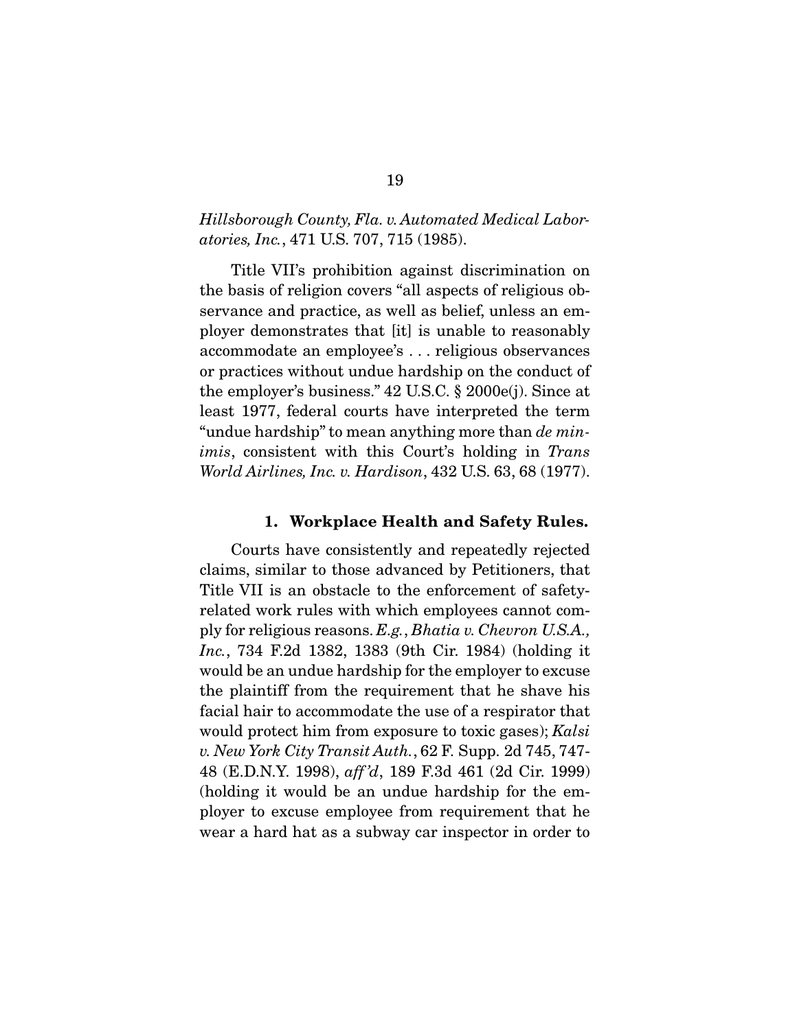*Hillsborough County, Fla. v. Automated Medical Laboratories, Inc.*, 471 U.S. 707, 715 (1985).

Title VII's prohibition against discrimination on the basis of religion covers "all aspects of religious observance and practice, as well as belief, unless an employer demonstrates that [it] is unable to reasonably accommodate an employee's . . . religious observances or practices without undue hardship on the conduct of the employer's business." 42 U.S.C. § 2000e(j). Since at least 1977, federal courts have interpreted the term "undue hardship" to mean anything more than *de minimis*, consistent with this Court's holding in *Trans World Airlines, Inc. v. Hardison*, 432 U.S. 63, 68 (1977).

**1. Workplace Health and Safety Rules.**

Courts have consistently and repeatedly rejected claims, similar to those advanced by Petitioners, that Title VII is an obstacle to the enforcement of safety-related work rules with which employees cannot comply for religious reasons. *E.g.*, *Bhatia v. Chevron U.S.A., Inc.*, 734 F.2d 1382, 1383 (9th Cir. 1984) (holding it would be an undue hardship for the employer to excuse the plaintiff from the requirement that he shave his facial hair to accommodate the use of a respirator that would protect him from exposure to toxic gases); *Kalsi v. New York City Transit Auth.*, 62 F. Supp. 2d 745, 747-48 (E.D.N.Y. 1998), *aff'd*, 189 F.3d 461 (2d Cir. 1999) (holding it would be an undue hardship for the employer to excuse employee from requirement that he wear a hard hat as a subway car inspector in order to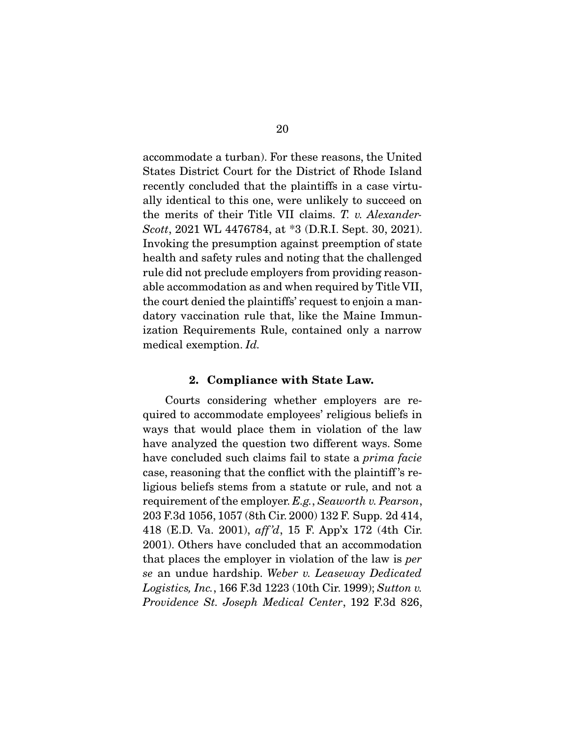accommodate a turban). For these reasons, the United States District Court for the District of Rhode Island recently concluded that the plaintiffs in a case virtually identical to this one, were unlikely to succeed on the merits of their Title VII claims. *T. v. Alexander-Scott*, 2021 WL 4476784, at *3 (D.R.I. Sept. 30, 2021). Invoking the presumption against preemption of state health and safety rules and noting that the challenged rule did not preclude employers from providing reasonable accommodation as and when required by Title VII, the court denied the plaintiffs' request to enjoin a mandatory vaccination rule that, like the Maine Immunization Requirements Rule, contained only a narrow medical exemption. *Id.*

**2. Compliance with State Law.**

Courts considering whether employers are required to accommodate employees' religious beliefs in ways that would place them in violation of the law have analyzed the question two different ways. Some have concluded such claims fail to state a *prima facie* case, reasoning that the conflict with the plaintiff's religious beliefs stems from a statute or rule, and not a requirement of the employer. *E.g.*, *Seaworth v. Pearson*, 203 F.3d 1056, 1057 (8th Cir. 2000) 132 F. Supp. 2d 414, 418 (E.D. Va. 2001), *aff'd*, 15 F. App'x 172 (4th Cir. 2001). Others have concluded that an accommodation that places the employer in violation of the law is *per se* an undue hardship. *Weber v. Leaseway Dedicated Logistics, Inc.*, 166 F.3d 1223 (10th Cir. 1999); *Sutton v. Providence St. Joseph Medical Center*, 192 F.3d 826,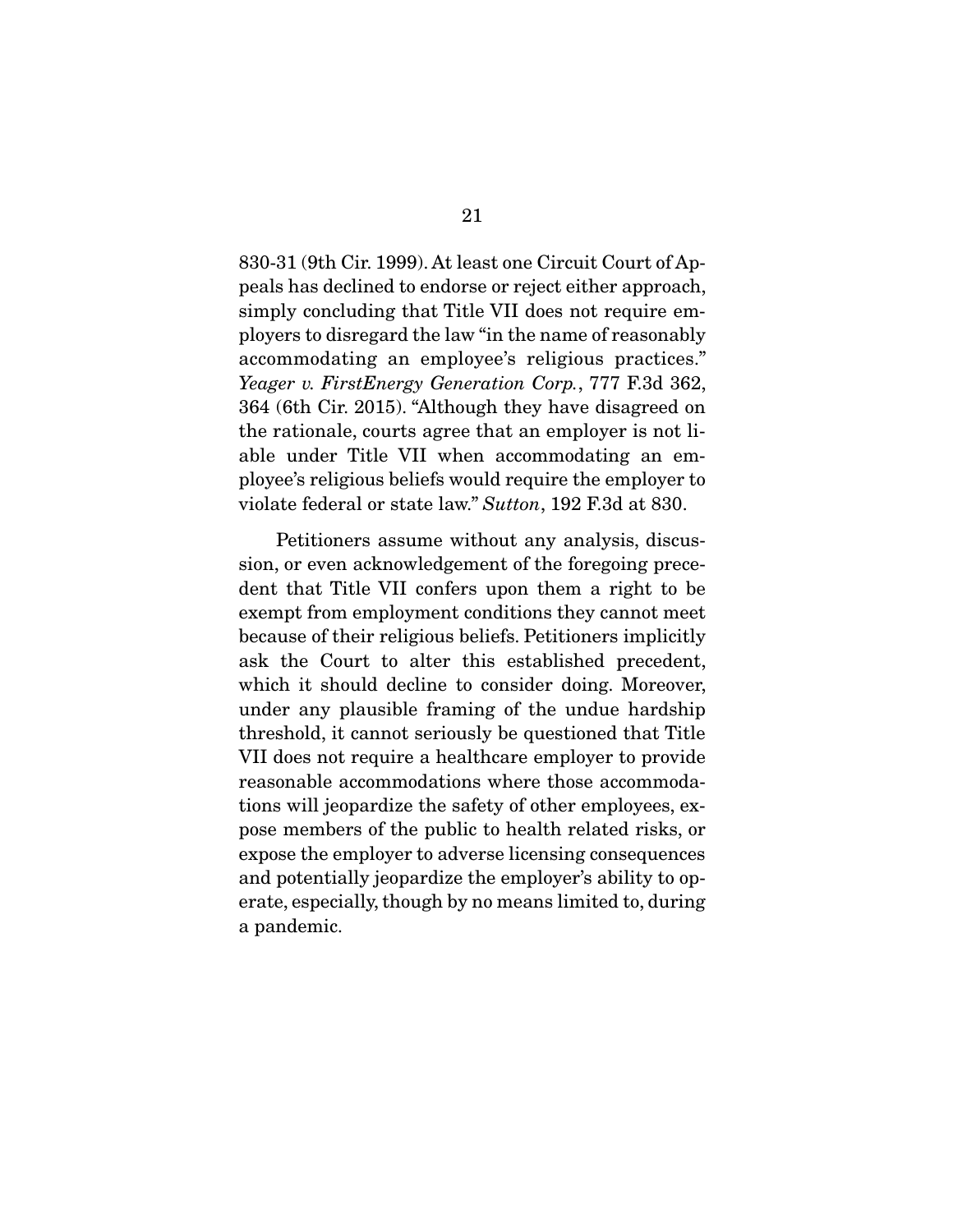830-31 (9th Cir. 1999). At least one Circuit Court of Appeals has declined to endorse or reject either approach, simply concluding that Title VII does not require employers to disregard the law "in the name of reasonably accommodating an employee's religious practices." *Yeager v. FirstEnergy Generation Corp.*, 777 F.3d 362, 364 (6th Cir. 2015). "Although they have disagreed on the rationale, courts agree that an employer is not liable under Title VII when accommodating an employee's religious beliefs would require the employer to violate federal or state law." *Sutton*, 192 F.3d at 830.

Petitioners assume without any analysis, discussion, or even acknowledgement of the foregoing precedent that Title VII confers upon them a right to be exempt from employment conditions they cannot meet because of their religious beliefs. Petitioners implicitly ask the Court to alter this established precedent, which it should decline to consider doing. Moreover, under any plausible framing of the undue hardship threshold, it cannot seriously be questioned that Title VII does not require a healthcare employer to provide reasonable accommodations where those accommodations will jeopardize the safety of other employees, expose members of the public to health related risks, or expose the employer to adverse licensing consequences and potentially jeopardize the employer's ability to operate, especially, though by no means limited to, during a pandemic.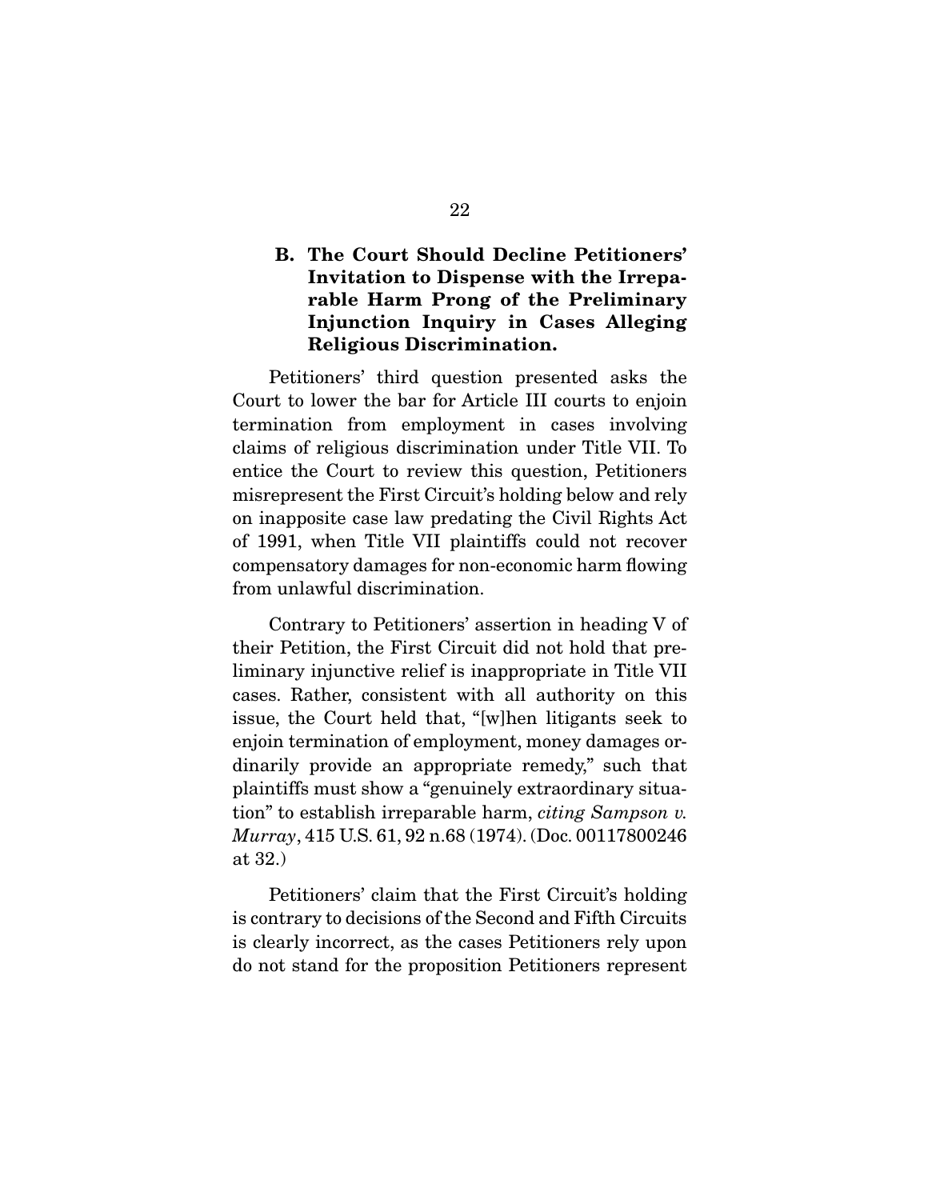### B. The Court Should Decline Petitioners' Invitation to Dispense with the Irreparable Harm Prong of the Preliminary Injunction Inquiry in Cases Alleging Religious Discrimination.

Petitioners' third question presented asks the Court to lower the bar for Article III courts to enjoin termination from employment in cases involving claims of religious discrimination under Title VII. To entice the Court to review this question, Petitioners misrepresent the First Circuit's holding below and rely on inapposite case law predating the Civil Rights Act of 1991, when Title VII plaintiffs could not recover compensatory damages for non-economic harm flowing from unlawful discrimination.

Contrary to Petitioners' assertion in heading V of their Petition, the First Circuit did not hold that preliminary injunctive relief is inappropriate in Title VII cases. Rather, consistent with all authority on this issue, the Court held that, "[w]hen litigants seek to enjoin termination of employment, money damages ordinarily provide an appropriate remedy," such that plaintiffs must show a "genuinely extraordinary situation" to establish irreparable harm, *citing Sampson v. Murray*, 415 U.S. 61, 92 n.68 (1974). (Doc. 00117800246 at 32.)

Petitioners' claim that the First Circuit's holding is contrary to decisions of the Second and Fifth Circuits is clearly incorrect, as the cases Petitioners rely upon do not stand for the proposition Petitioners represent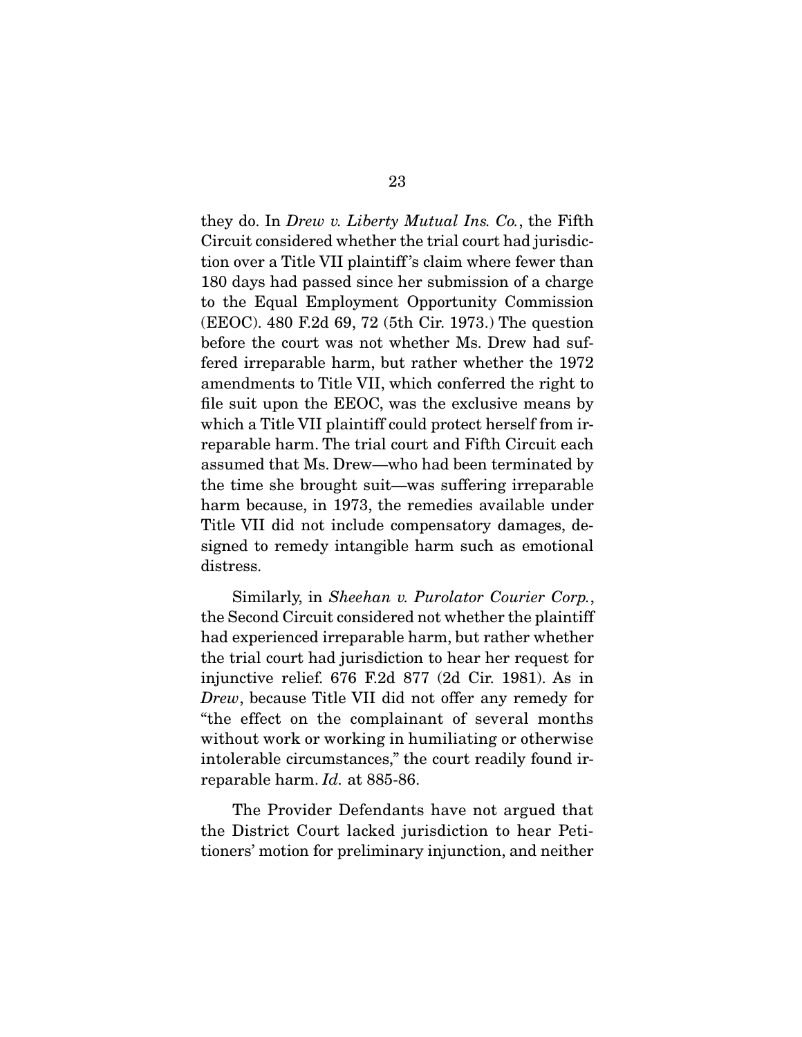they do. In *Drew v. Liberty Mutual Ins. Co.*, the Fifth Circuit considered whether the trial court had jurisdiction over a Title VII plaintiff's claim where fewer than 180 days had passed since her submission of a charge to the Equal Employment Opportunity Commission (EEOC). 480 F.2d 69, 72 (5th Cir. 1973.) The question before the court was not whether Ms. Drew had suffered irreparable harm, but rather whether the 1972 amendments to Title VII, which conferred the right to file suit upon the EEOC, was the exclusive means by which a Title VII plaintiff could protect herself from irreparable harm. The trial court and Fifth Circuit each assumed that Ms. Drew—who had been terminated by the time she brought suit—was suffering irreparable harm because, in 1973, the remedies available under Title VII did not include compensatory damages, designed to remedy intangible harm such as emotional distress.

Similarly, in *Sheehan v. Purolator Courier Corp.*, the Second Circuit considered not whether the plaintiff had experienced irreparable harm, but rather whether the trial court had jurisdiction to hear her request for injunctive relief. 676 F.2d 877 (2d Cir. 1981). As in *Drew*, because Title VII did not offer any remedy for "the effect on the complainant of several months without work or working in humiliating or otherwise intolerable circumstances," the court readily found irreparable harm. *Id.* at 885-86.

The Provider Defendants have not argued that the District Court lacked jurisdiction to hear Petitioners' motion for preliminary injunction, and neither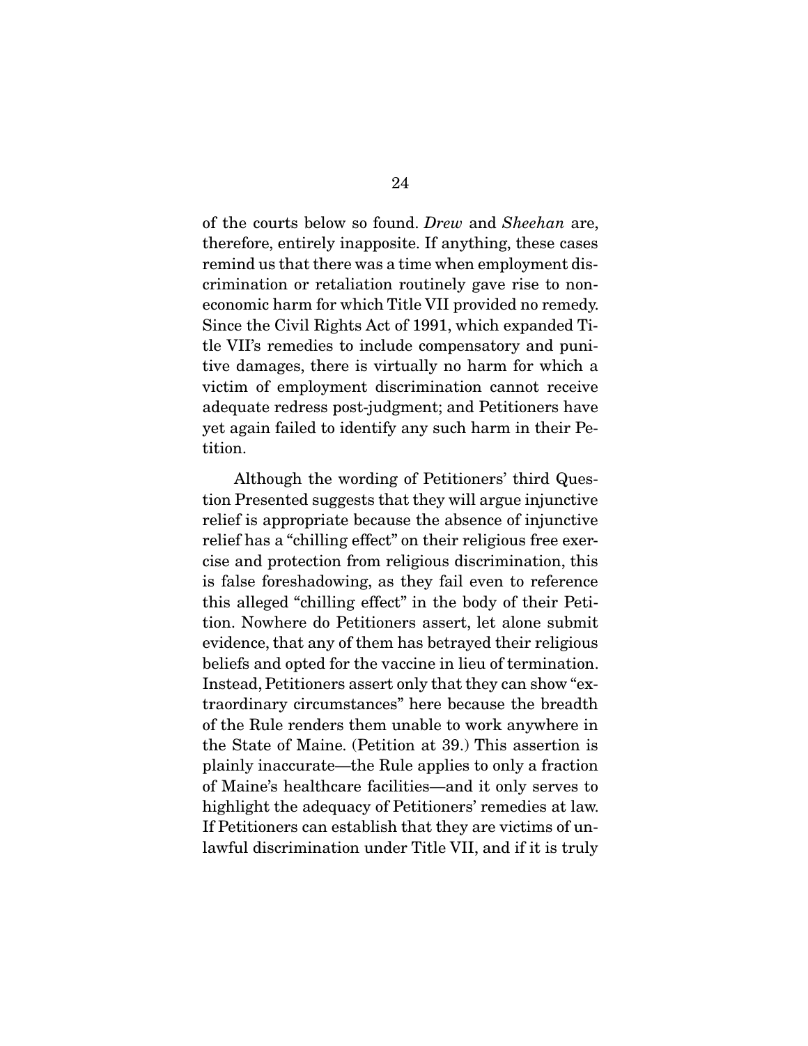of the courts below so found. *Drew* and *Sheehan* are, therefore, entirely inapposite. If anything, these cases remind us that there was a time when employment discrimination or retaliation routinely gave rise to non-economic harm for which Title VII provided no remedy. Since the Civil Rights Act of 1991, which expanded Title VII's remedies to include compensatory and punitive damages, there is virtually no harm for which a victim of employment discrimination cannot receive adequate redress post-judgment; and Petitioners have yet again failed to identify any such harm in their Petition.

Although the wording of Petitioners' third Question Presented suggests that they will argue injunctive relief is appropriate because the absence of injunctive relief has a "chilling effect" on their religious free exercise and protection from religious discrimination, this is false foreshadowing, as they fail even to reference this alleged "chilling effect" in the body of their Petition. Nowhere do Petitioners assert, let alone submit evidence, that any of them has betrayed their religious beliefs and opted for the vaccine in lieu of termination. Instead, Petitioners assert only that they can show "extraordinary circumstances" here because the breadth of the Rule renders them unable to work anywhere in the State of Maine. (Petition at 39.) This assertion is plainly inaccurate—the Rule applies to only a fraction of Maine's healthcare facilities—and it only serves to highlight the adequacy of Petitioners' remedies at law. If Petitioners can establish that they are victims of unlawful discrimination under Title VII, and if it is truly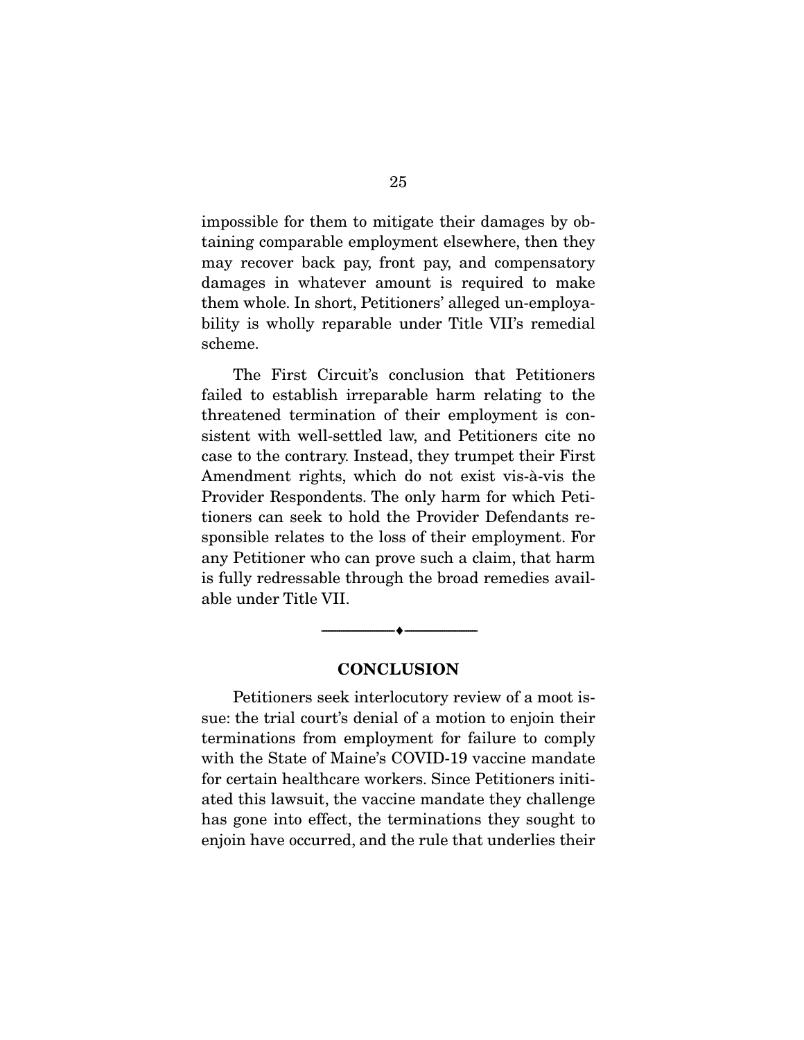impossible for them to mitigate their damages by obtaining comparable employment elsewhere, then they may recover back pay, front pay, and compensatory damages in whatever amount is required to make them whole. In short, Petitioners' alleged un-employability is wholly reparable under Title VII's remedial scheme.

The First Circuit's conclusion that Petitioners failed to establish irreparable harm relating to the threatened termination of their employment is consistent with well-settled law, and Petitioners cite no case to the contrary. Instead, they trumpet their First Amendment rights, which do not exist vis-à-vis the Provider Respondents. The only harm for which Petitioners can seek to hold the Provider Defendants responsible relates to the loss of their employment. For any Petitioner who can prove such a claim, that harm is fully redressable through the broad remedies available under Title VII.

---

## CONCLUSION

Petitioners seek interlocutory review of a moot issue: the trial court's denial of a motion to enjoin their terminations from employment for failure to comply with the State of Maine's COVID-19 vaccine mandate for certain healthcare workers. Since Petitioners initiated this lawsuit, the vaccine mandate they challenge has gone into effect, the terminations they sought to enjoin have occurred, and the rule that underlies their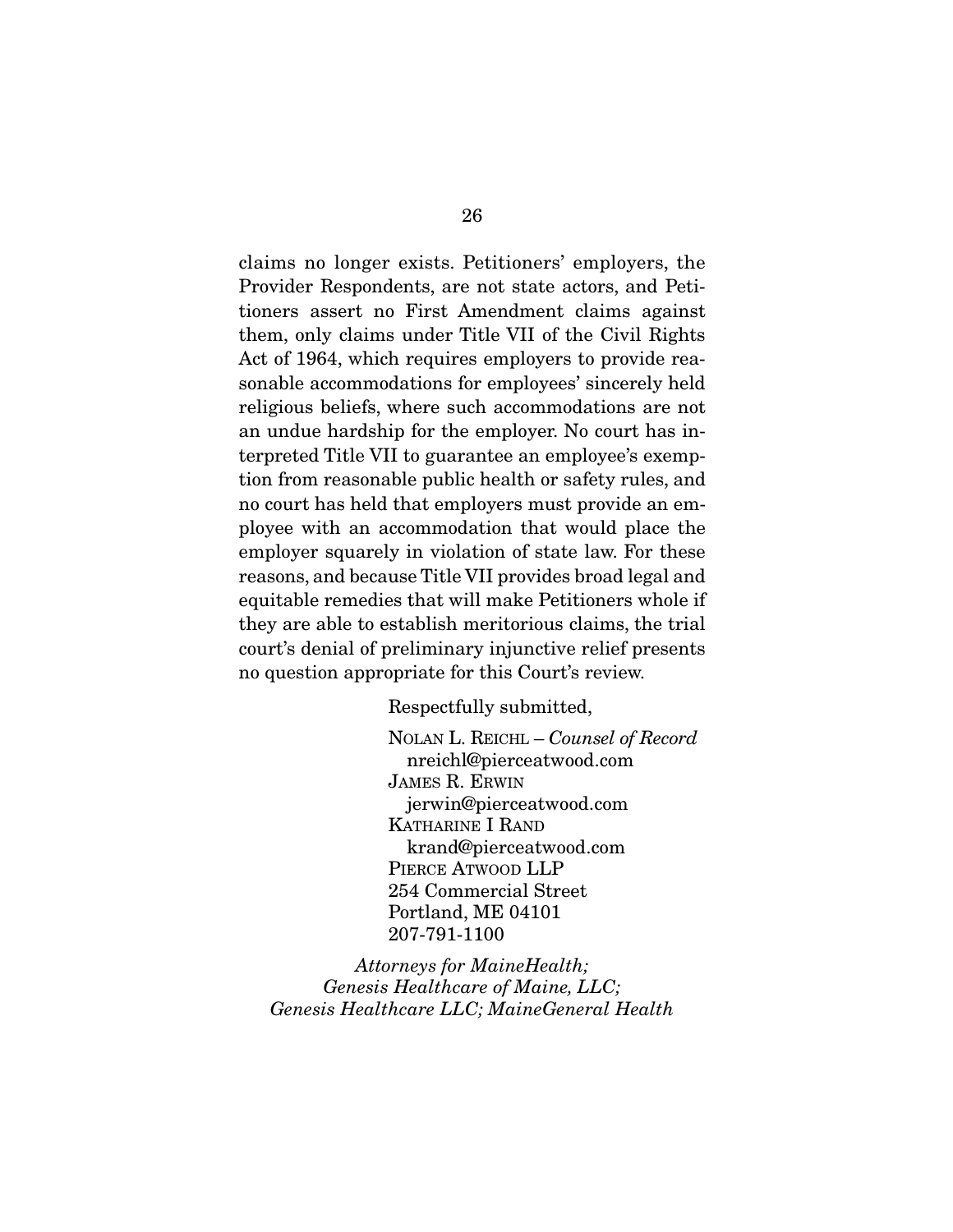claims no longer exists. Petitioners' employers, the Provider Respondents, are not state actors, and Petitioners assert no First Amendment claims against them, only claims under Title VII of the Civil Rights Act of 1964, which requires employers to provide reasonable accommodations for employees' sincerely held religious beliefs, where such accommodations are not an undue hardship for the employer. No court has interpreted Title VII to guarantee an employee's exemption from reasonable public health or safety rules, and no court has held that employers must provide an employee with an accommodation that would place the employer squarely in violation of state law. For these reasons, and because Title VII provides broad legal and equitable remedies that will make Petitioners whole if they are able to establish meritorious claims, the trial court's denial of preliminary injunctive relief presents no question appropriate for this Court's review.

Respectfully submitted,

NOLAN L. REICHL – *Counsel of Record*
nreichl@pierceatwood.com
JAMES R. ERWIN
jerwin@pierceatwood.com
KATHARINE I RAND
krand@pierceatwood.com
PIERCE ATWOOD LLP
254 Commercial Street
Portland, ME 04101
207-791-1100

*Attorneys for MaineHealth; Genesis Healthcare of Maine, LLC; Genesis Healthcare LLC; MaineGeneral Health*